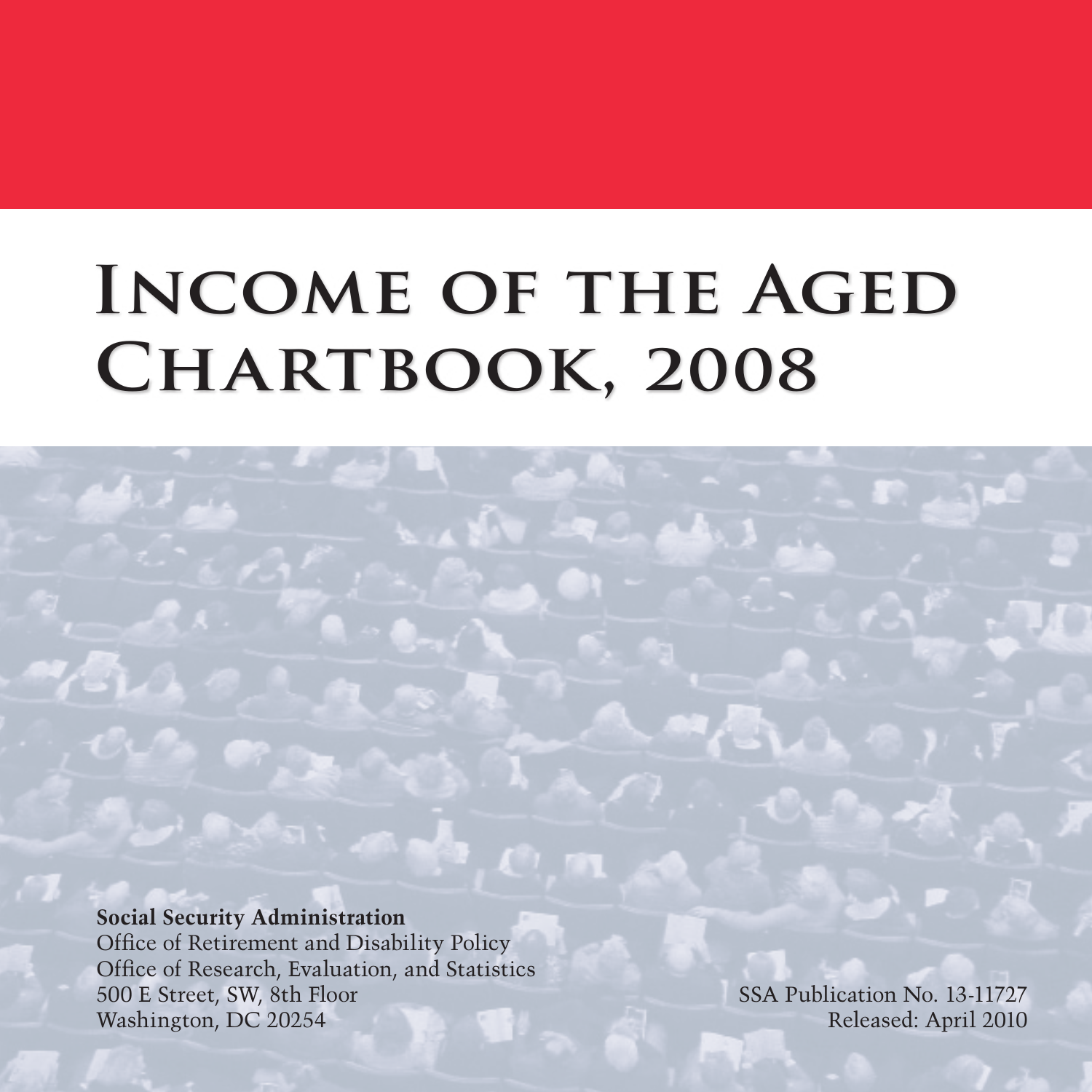# Income of the Aged Chartbook, 2008

**Social Security Administration**
Office of Retirement and Disability Policy
Office of Research, Evaluation, and Statistics
500 E Street, SW, 8th Floor
Washington, DC 20254

SSA Publication No. 13-11727
Released: April 2010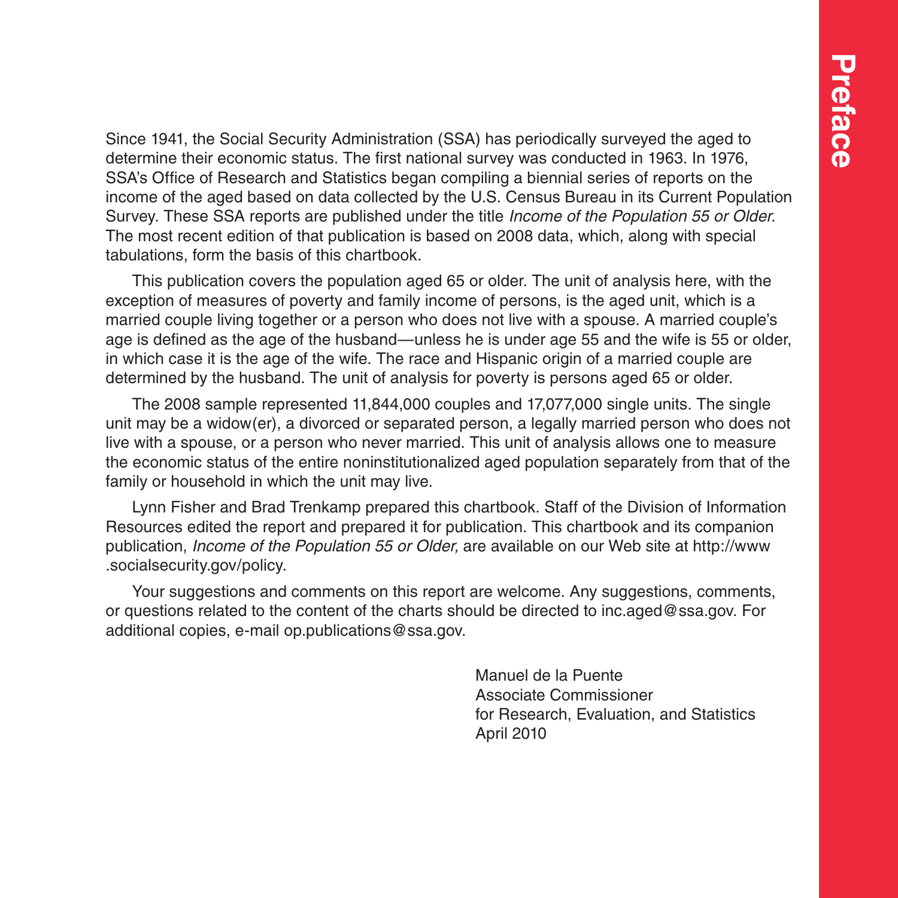# Preface

Since 1941, the Social Security Administration (SSA) has periodically surveyed the aged to determine their economic status. The first national survey was conducted in 1963. In 1976, SSA's Office of Research and Statistics began compiling a biennial series of reports on the income of the aged based on data collected by the U.S. Census Bureau in its Current Population Survey. These SSA reports are published under the title *Income of the Population 55 or Older*. The most recent edition of that publication is based on 2008 data, which, along with special tabulations, form the basis of this chartbook.

This publication covers the population aged 65 or older. The unit of analysis here, with the exception of measures of poverty and family income of persons, is the aged unit, which is a married couple living together or a person who does not live with a spouse. A married couple's age is defined as the age of the husband—unless he is under age 55 and the wife is 55 or older, in which case it is the age of the wife. The race and Hispanic origin of a married couple are determined by the husband. The unit of analysis for poverty is persons aged 65 or older.

The 2008 sample represented 11,844,000 couples and 17,077,000 single units. The single unit may be a widow(er), a divorced or separated person, a legally married person who does not live with a spouse, or a person who never married. This unit of analysis allows one to measure the economic status of the entire noninstitutionalized aged population separately from that of the family or household in which the unit may live.

Lynn Fisher and Brad Trenkamp prepared this chartbook. Staff of the Division of Information Resources edited the report and prepared it for publication. This chartbook and its companion publication, *Income of the Population 55 or Older,* are available on our Web site at http://www.socialsecurity.gov/policy.

Your suggestions and comments on this report are welcome. Any suggestions, comments, or questions related to the content of the charts should be directed to inc.aged@ssa.gov. For additional copies, e-mail op.publications@ssa.gov.

Manuel de la Puente
Associate Commissioner
for Research, Evaluation, and Statistics
April 2010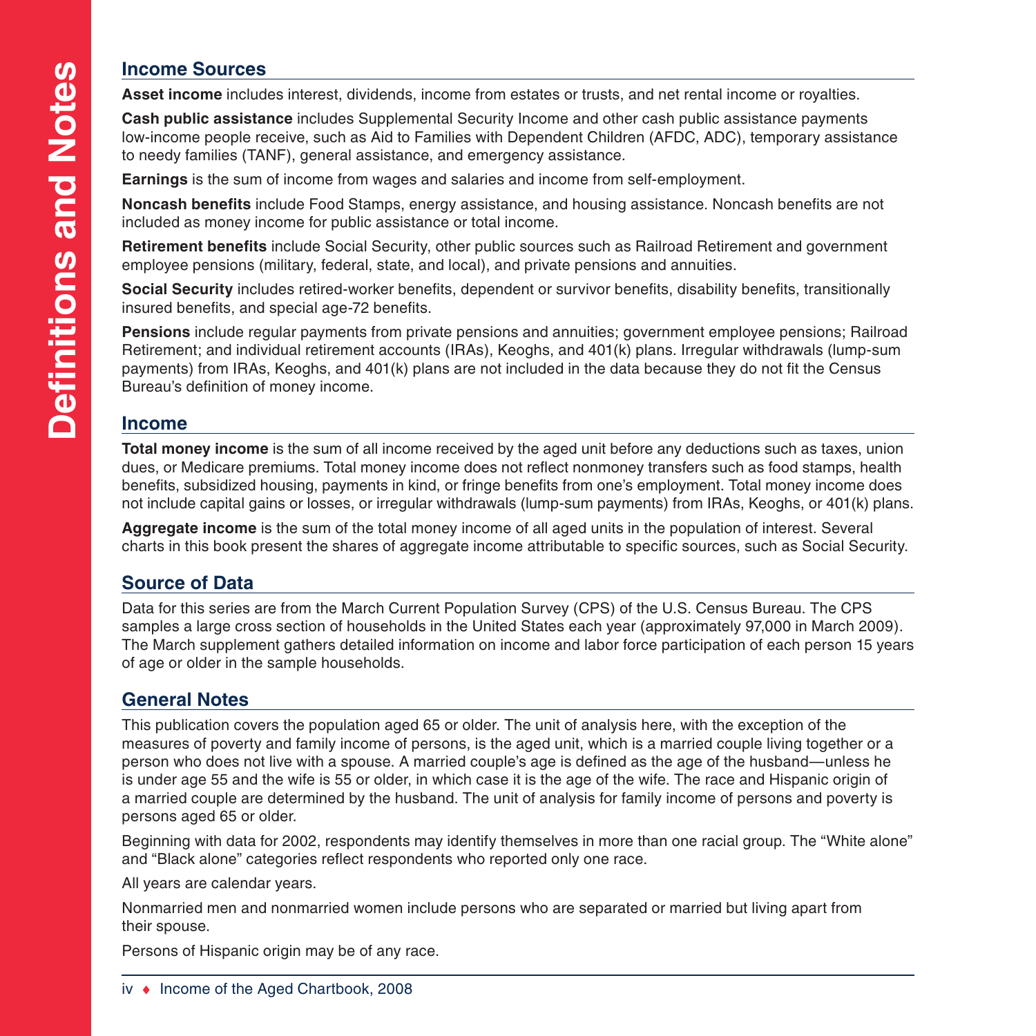# Definitions and Notes

## Income Sources

**Asset income** includes interest, dividends, income from estates or trusts, and net rental income or royalties.

**Cash public assistance** includes Supplemental Security Income and other cash public assistance payments low-income people receive, such as Aid to Families with Dependent Children (AFDC, ADC), temporary assistance to needy families (TANF), general assistance, and emergency assistance.

**Earnings** is the sum of income from wages and salaries and income from self-employment.

**Noncash benefits** include Food Stamps, energy assistance, and housing assistance. Noncash benefits are not included as money income for public assistance or total income.

**Retirement benefits** include Social Security, other public sources such as Railroad Retirement and government employee pensions (military, federal, state, and local), and private pensions and annuities.

**Social Security** includes retired-worker benefits, dependent or survivor benefits, disability benefits, transitionally insured benefits, and special age-72 benefits.

**Pensions** include regular payments from private pensions and annuities; government employee pensions; Railroad Retirement; and individual retirement accounts (IRAs), Keoghs, and 401(k) plans. Irregular withdrawals (lump-sum payments) from IRAs, Keoghs, and 401(k) plans are not included in the data because they do not fit the Census Bureau's definition of money income.

## Income

**Total money income** is the sum of all income received by the aged unit before any deductions such as taxes, union dues, or Medicare premiums. Total money income does not reflect nonmoney transfers such as food stamps, health benefits, subsidized housing, payments in kind, or fringe benefits from one's employment. Total money income does not include capital gains or losses, or irregular withdrawals (lump-sum payments) from IRAs, Keoghs, or 401(k) plans.

**Aggregate income** is the sum of the total money income of all aged units in the population of interest. Several charts in this book present the shares of aggregate income attributable to specific sources, such as Social Security.

## Source of Data

Data for this series are from the March Current Population Survey (CPS) of the U.S. Census Bureau. The CPS samples a large cross section of households in the United States each year (approximately 97,000 in March 2009). The March supplement gathers detailed information on income and labor force participation of each person 15 years of age or older in the sample households.

## General Notes

This publication covers the population aged 65 or older. The unit of analysis here, with the exception of the measures of poverty and family income of persons, is the aged unit, which is a married couple living together or a person who does not live with a spouse. A married couple's age is defined as the age of the husband—unless he is under age 55 and the wife is 55 or older, in which case it is the age of the wife. The race and Hispanic origin of a married couple are determined by the husband. The unit of analysis for family income of persons and poverty is persons aged 65 or older.

Beginning with data for 2002, respondents may identify themselves in more than one racial group. The "White alone" and "Black alone" categories reflect respondents who reported only one race.

All years are calendar years.

Nonmarried men and nonmarried women include persons who are separated or married but living apart from their spouse.

Persons of Hispanic origin may be of any race.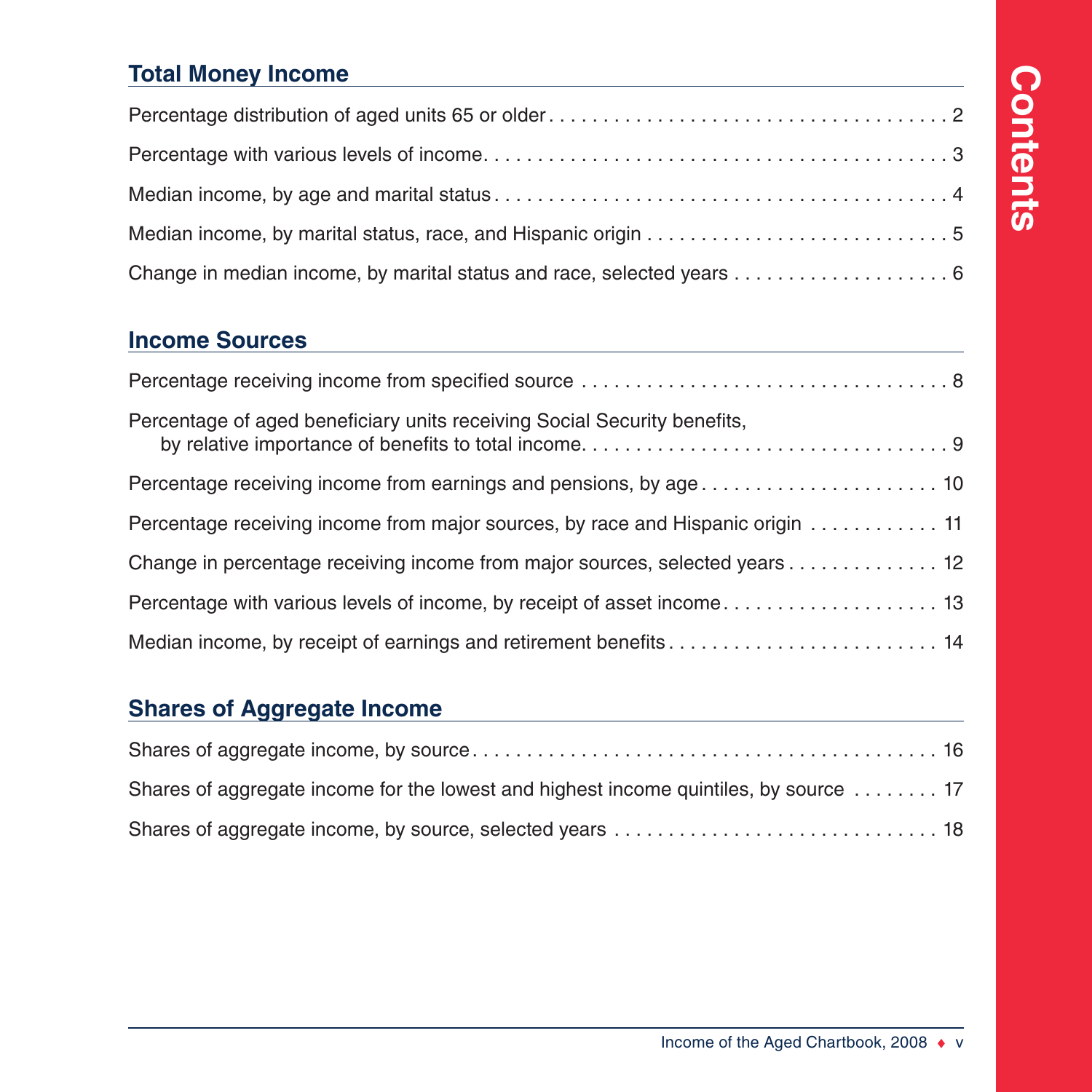# Contents

## Total Money Income

Percentage distribution of aged units 65 or older . . . . . . . . . . . . . . . . . . . . . . . . . . . . . . . . . . 2

Percentage with various levels of income. . . . . . . . . . . . . . . . . . . . . . . . . . . . . . . . . . . . . . . 3

Median income, by age and marital status . . . . . . . . . . . . . . . . . . . . . . . . . . . . . . . . . . . . . . 4

Median income, by marital status, race, and Hispanic origin . . . . . . . . . . . . . . . . . . . . . . . . . . . . 5

Change in median income, by marital status and race, selected years . . . . . . . . . . . . . . . . . . . . 6

## Income Sources

Percentage receiving income from specified source . . . . . . . . . . . . . . . . . . . . . . . . . . . . . . . . . . 8

Percentage of aged beneficiary units receiving Social Security benefits, by relative importance of benefits to total income. . . . . . . . . . . . . . . . . . . . . . . . . . . . . . . . . . 9

Percentage receiving income from earnings and pensions, by age . . . . . . . . . . . . . . . . . . . . . . 10

Percentage receiving income from major sources, by race and Hispanic origin . . . . . . . . . . . . 11

Change in percentage receiving income from major sources, selected years . . . . . . . . . . . . . . 12

Percentage with various levels of income, by receipt of asset income. . . . . . . . . . . . . . . . . . . . 13

Median income, by receipt of earnings and retirement benefits . . . . . . . . . . . . . . . . . . . . . . . . . 14

## Shares of Aggregate Income

Shares of aggregate income, by source. . . . . . . . . . . . . . . . . . . . . . . . . . . . . . . . . . . . . . . . . . 16

Shares of aggregate income for the lowest and highest income quintiles, by source . . . . . . . . 17

Shares of aggregate income, by source, selected years . . . . . . . . . . . . . . . . . . . . . . . . . . . . . . 18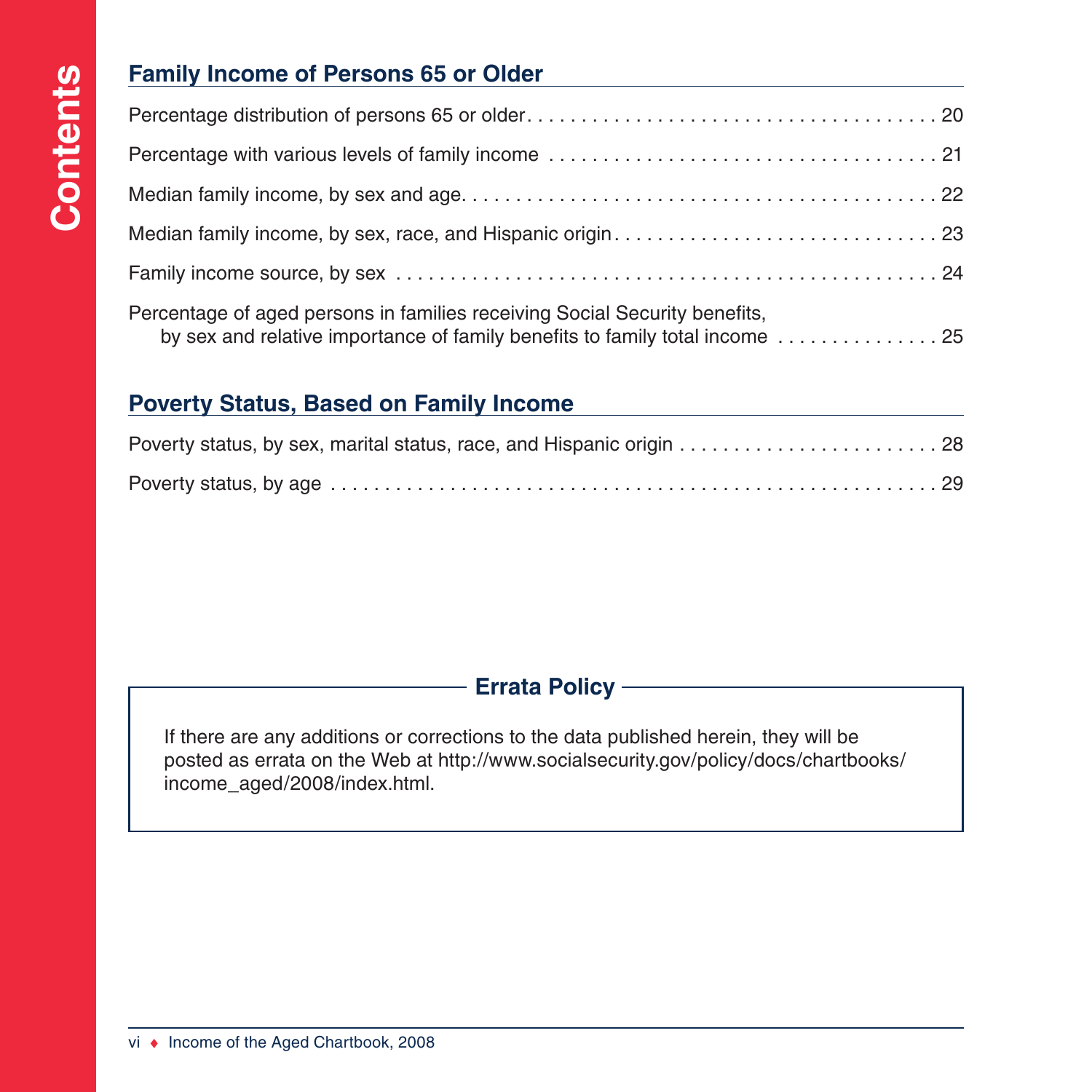## Family Income of Persons 65 or Older

Percentage distribution of persons 65 or older . . . . . . . . . . . . . . . . . . . . . . . . . . . . . . . . . . . . 20

Percentage with various levels of family income . . . . . . . . . . . . . . . . . . . . . . . . . . . . . . . . . . . 21

Median family income, by sex and age . . . . . . . . . . . . . . . . . . . . . . . . . . . . . . . . . . . . . . . . . 22

Median family income, by sex, race, and Hispanic origin . . . . . . . . . . . . . . . . . . . . . . . . . . . . 23

Family income source, by sex . . . . . . . . . . . . . . . . . . . . . . . . . . . . . . . . . . . . . . . . . . . . . . . . 24

Percentage of aged persons in families receiving Social Security benefits, by sex and relative importance of family benefits to family total income . . . . . . . . . . . . . . . 25

## Poverty Status, Based on Family Income

Poverty status, by sex, marital status, race, and Hispanic origin . . . . . . . . . . . . . . . . . . . . . . . . 28

Poverty status, by age . . . . . . . . . . . . . . . . . . . . . . . . . . . . . . . . . . . . . . . . . . . . . . . . . . . . . . 29

### Errata Policy

If there are any additions or corrections to the data published herein, they will be posted as errata on the Web at http://www.socialsecurity.gov/policy/docs/chartbooks/income_aged/2008/index.html.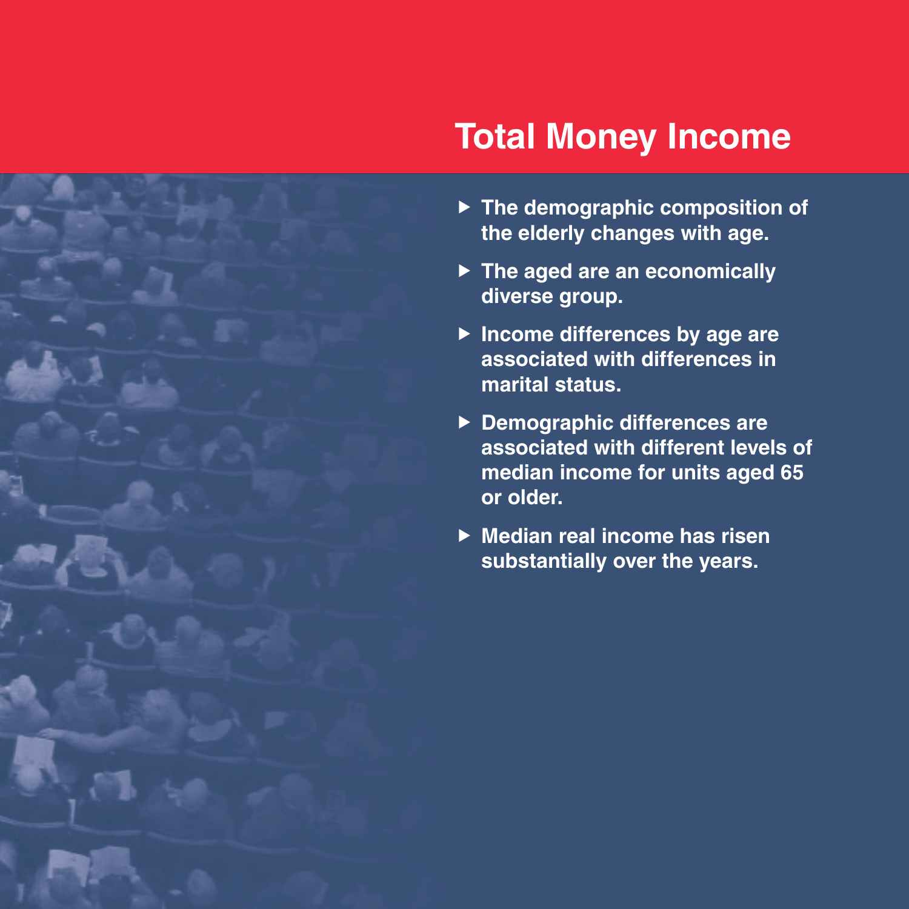# Total Money Income

- The demographic composition of the elderly changes with age.
- The aged are an economically diverse group.
- Income differences by age are associated with differences in marital status.
- Demographic differences are associated with different levels of median income for units aged 65 or older.
- Median real income has risen substantially over the years.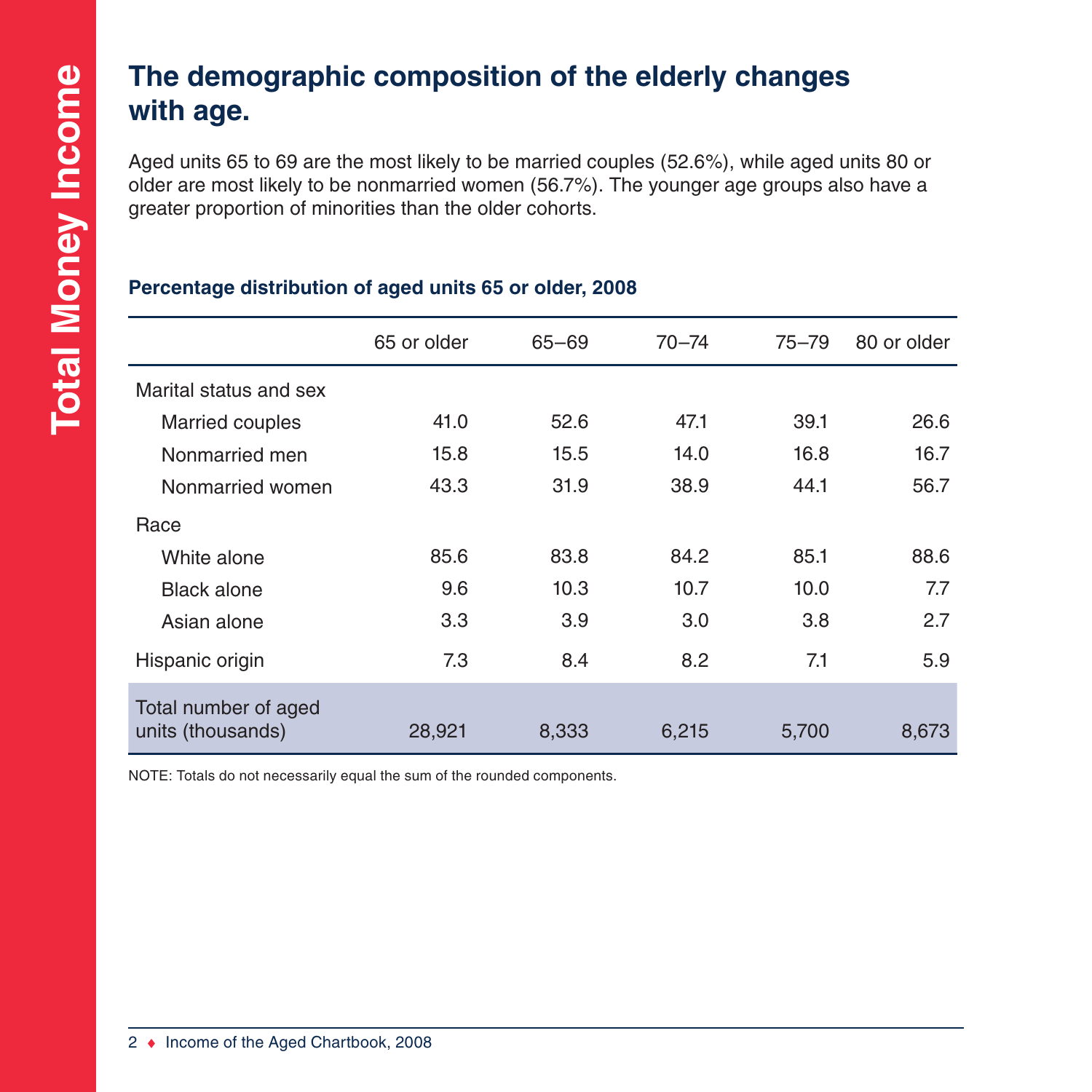# The demographic composition of the elderly changes with age.

Aged units 65 to 69 are the most likely to be married couples (52.6%), while aged units 80 or older are most likely to be nonmarried women (56.7%). The younger age groups also have a greater proportion of minorities than the older cohorts.

**Percentage distribution of aged units 65 or older, 2008**

| | 65 or older | 65–69 | 70–74 | 75–79 | 80 or older |
|---|---|---|---|---|---|
| Marital status and sex | | | | | |
| Married couples | 41.0 | 52.6 | 47.1 | 39.1 | 26.6 |
| Nonmarried men | 15.8 | 15.5 | 14.0 | 16.8 | 16.7 |
| Nonmarried women | 43.3 | 31.9 | 38.9 | 44.1 | 56.7 |
| Race | | | | | |
| White alone | 85.6 | 83.8 | 84.2 | 85.1 | 88.6 |
| Black alone | 9.6 | 10.3 | 10.7 | 10.0 | 7.7 |
| Asian alone | 3.3 | 3.9 | 3.0 | 3.8 | 2.7 |
| Hispanic origin | 7.3 | 8.4 | 8.2 | 7.1 | 5.9 |
| Total number of aged units (thousands) | 28,921 | 8,333 | 6,215 | 5,700 | 8,673 |

NOTE: Totals do not necessarily equal the sum of the rounded components.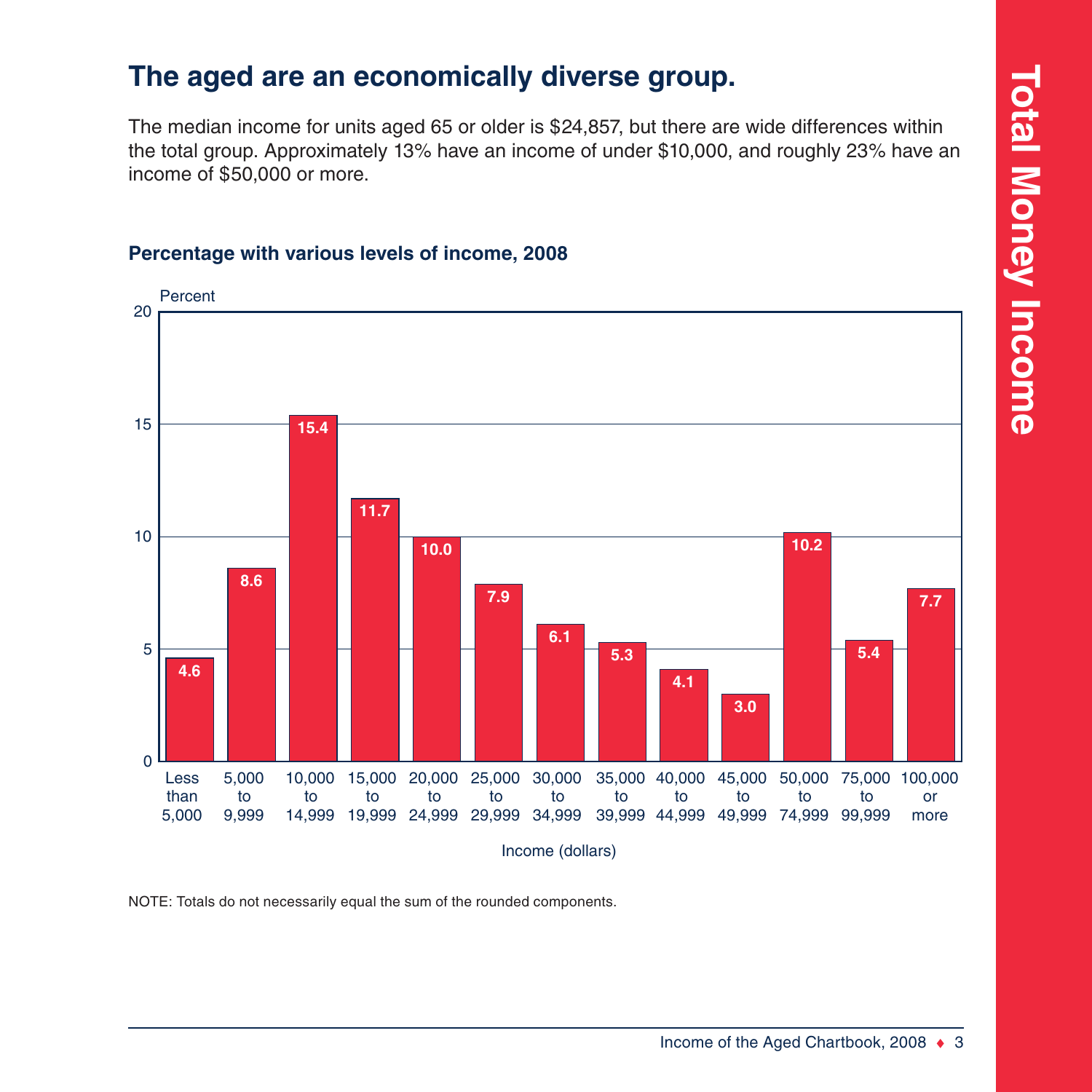# The aged are an economically diverse group.

The median income for units aged 65 or older is $24,857, but there are wide differences within the total group. Approximately 13% have an income of under $10,000, and roughly 23% have an income of $50,000 or more.

**Percentage with various levels of income, 2008**

| Income (dollars) | Percent |
|---|---|
| Less than 5,000 | 4.6 |
| 5,000 to 9,999 | 8.6 |
| 10,000 to 14,999 | 15.4 |
| 15,000 to 19,999 | 11.7 |
| 20,000 to 24,999 | 10.0 |
| 25,000 to 29,999 | 7.9 |
| 30,000 to 34,999 | 6.1 |
| 35,000 to 39,999 | 5.3 |
| 40,000 to 44,999 | 4.1 |
| 45,000 to 49,999 | 3.0 |
| 50,000 to 74,999 | 10.2 |
| 75,000 to 99,999 | 5.4 |
| 100,000 or more | 7.7 |

NOTE: Totals do not necessarily equal the sum of the rounded components.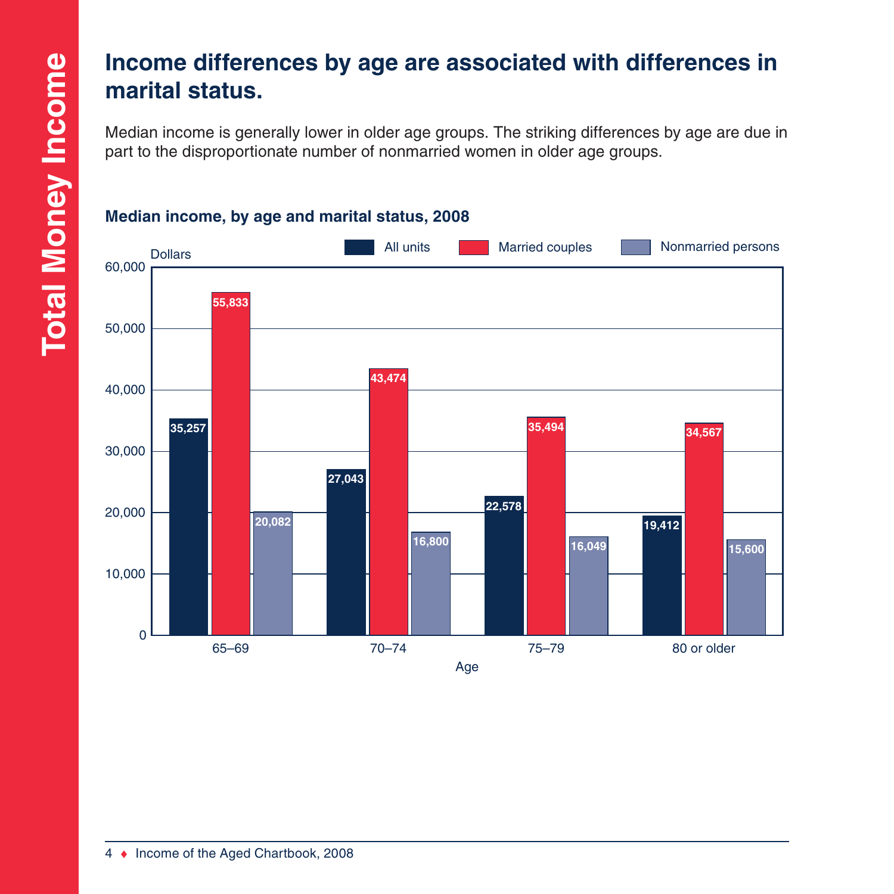# Income differences by age are associated with differences in marital status.

Median income is generally lower in older age groups. The striking differences by age are due in part to the disproportionate number of nonmarried women in older age groups.

### Median income, by age and marital status, 2008

| Age | All units | Married couples | Nonmarried persons |
|---|---|---|---|
| 65–69 | 35,257 | 55,833 | 20,082 |
| 70–74 | 27,043 | 43,474 | 16,800 |
| 75–79 | 22,578 | 35,494 | 16,049 |
| 80 or older | 19,412 | 34,567 | 15,600 |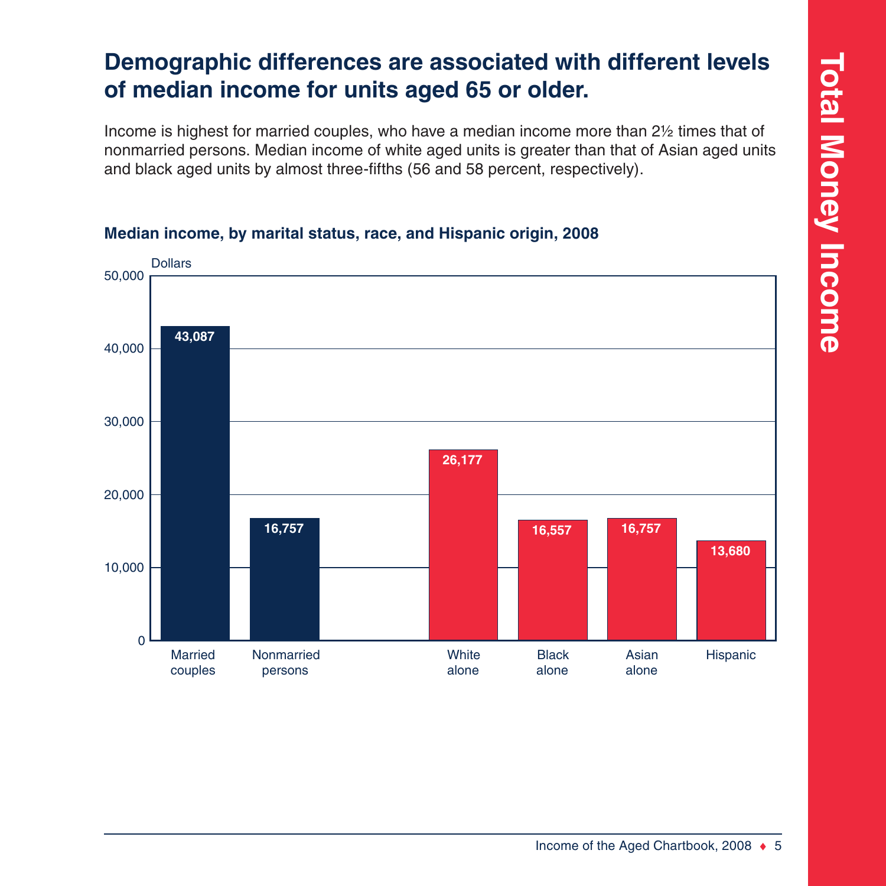# Demographic differences are associated with different levels of median income for units aged 65 or older.

Income is highest for married couples, who have a median income more than 2½ times that of nonmarried persons. Median income of white aged units is greater than that of Asian aged units and black aged units by almost three-fifths (56 and 58 percent, respectively).

### Median income, by marital status, race, and Hispanic origin, 2008

| Category | Dollars |
|---|---|
| Married couples | 43,087 |
| Nonmarried persons | 16,757 |
| White alone | 26,177 |
| Black alone | 16,557 |
| Asian alone | 16,757 |
| Hispanic | 13,680 |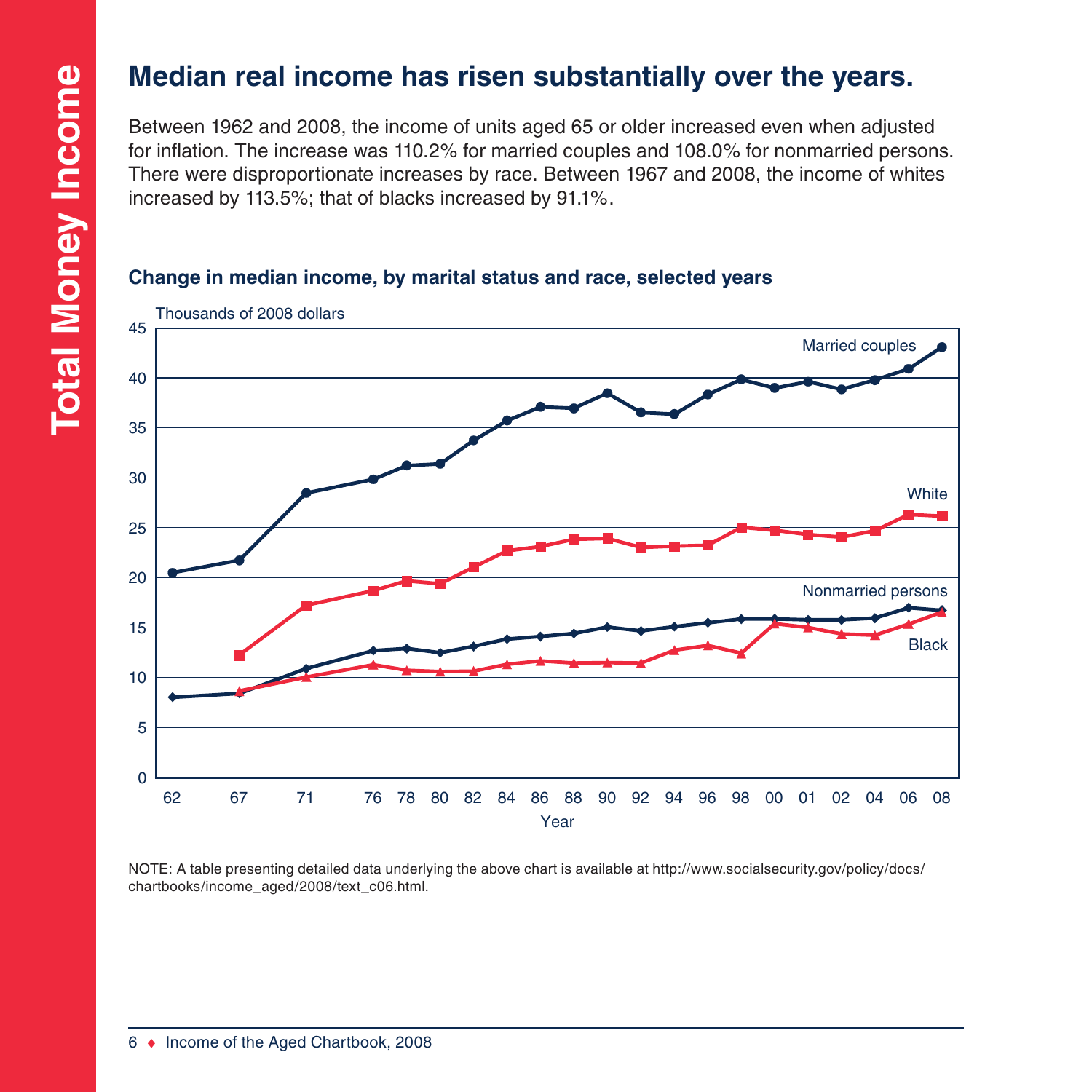# Median real income has risen substantially over the years.

Between 1962 and 2008, the income of units aged 65 or older increased even when adjusted for inflation. The increase was 110.2% for married couples and 108.0% for nonmarried persons. There were disproportionate increases by race. Between 1967 and 2008, the income of whites increased by 113.5%; that of blacks increased by 91.1%.

### Change in median income, by marital status and race, selected years

NOTE: A table presenting detailed data underlying the above chart is available at http://www.socialsecurity.gov/policy/docs/chartbooks/income_aged/2008/text_c06.html.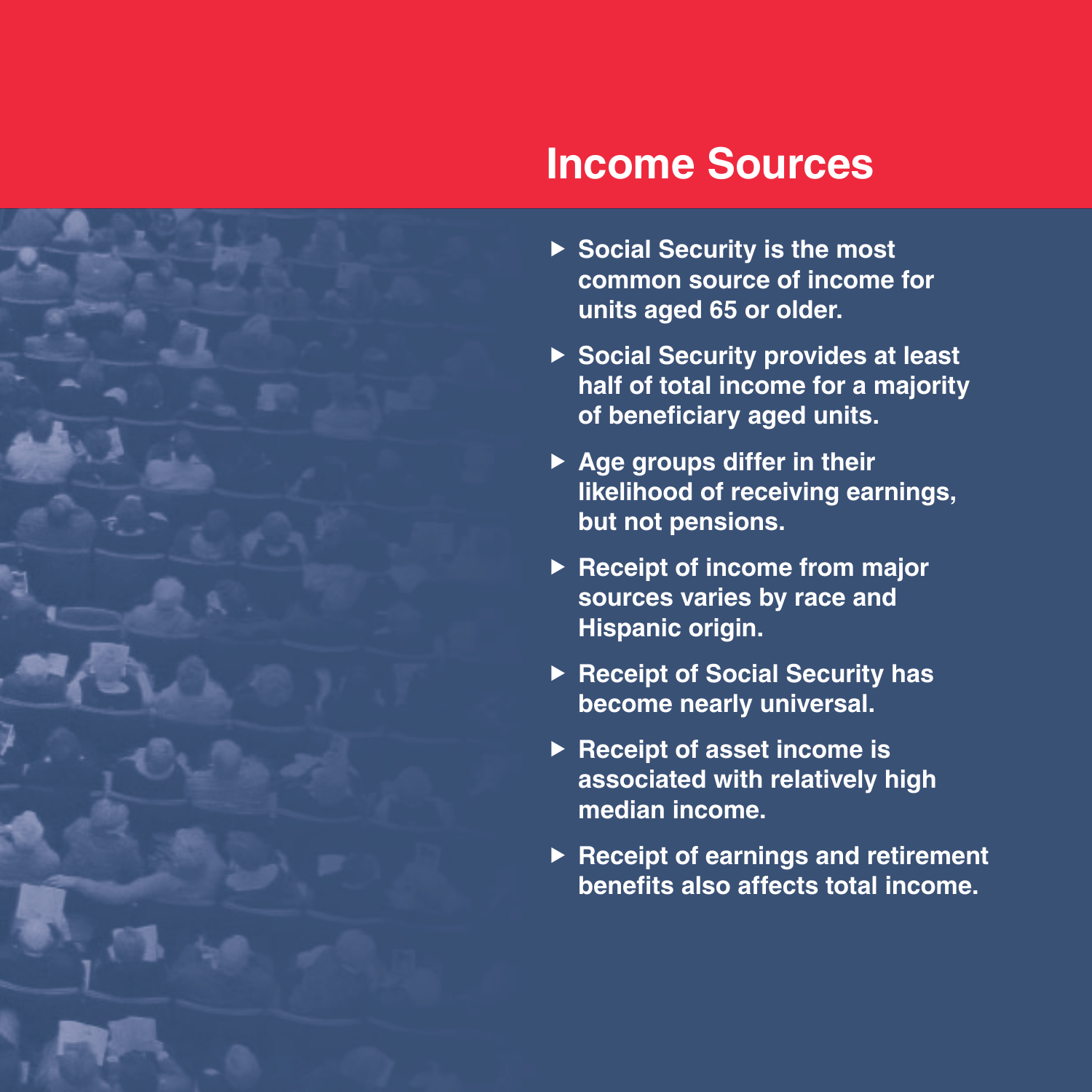# Income Sources

- **Social Security is the most common source of income for units aged 65 or older.**
- **Social Security provides at least half of total income for a majority of beneficiary aged units.**
- **Age groups differ in their likelihood of receiving earnings, but not pensions.**
- **Receipt of income from major sources varies by race and Hispanic origin.**
- **Receipt of Social Security has become nearly universal.**
- **Receipt of asset income is associated with relatively high median income.**
- **Receipt of earnings and retirement benefits also affects total income.**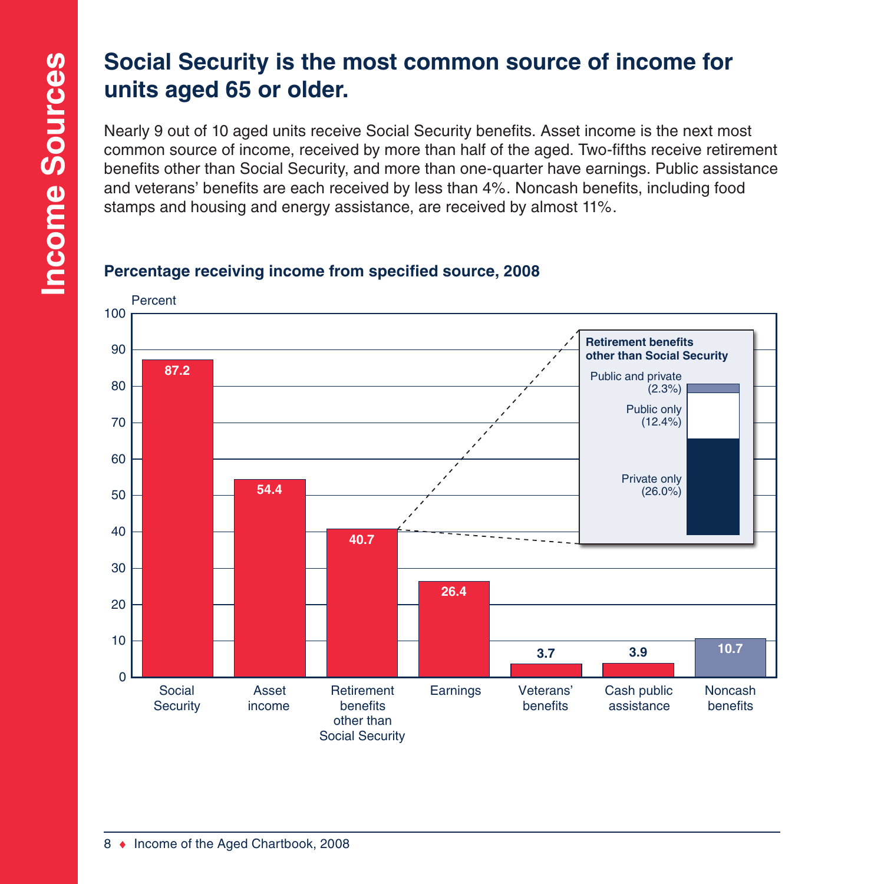# Social Security is the most common source of income for units aged 65 or older.

Nearly 9 out of 10 aged units receive Social Security benefits. Asset income is the next most common source of income, received by more than half of the aged. Two-fifths receive retirement benefits other than Social Security, and more than one-quarter have earnings. Public assistance and veterans' benefits are each received by less than 4%. Noncash benefits, including food stamps and housing and energy assistance, are received by almost 11%.

**Percentage receiving income from specified source, 2008**

| Source | Percent |
|---|---|
| Social Security | 87.2 |
| Asset income | 54.4 |
| Retirement benefits other than Social Security | 40.7 |
| Earnings | 26.4 |
| Veterans' benefits | 3.7 |
| Cash public assistance | 3.9 |
| Noncash benefits | 10.7 |

**Retirement benefits other than Social Security**

| Type | Percent |
|---|---|
| Public and private | 2.3% |
| Public only | 12.4% |
| Private only | 26.0% |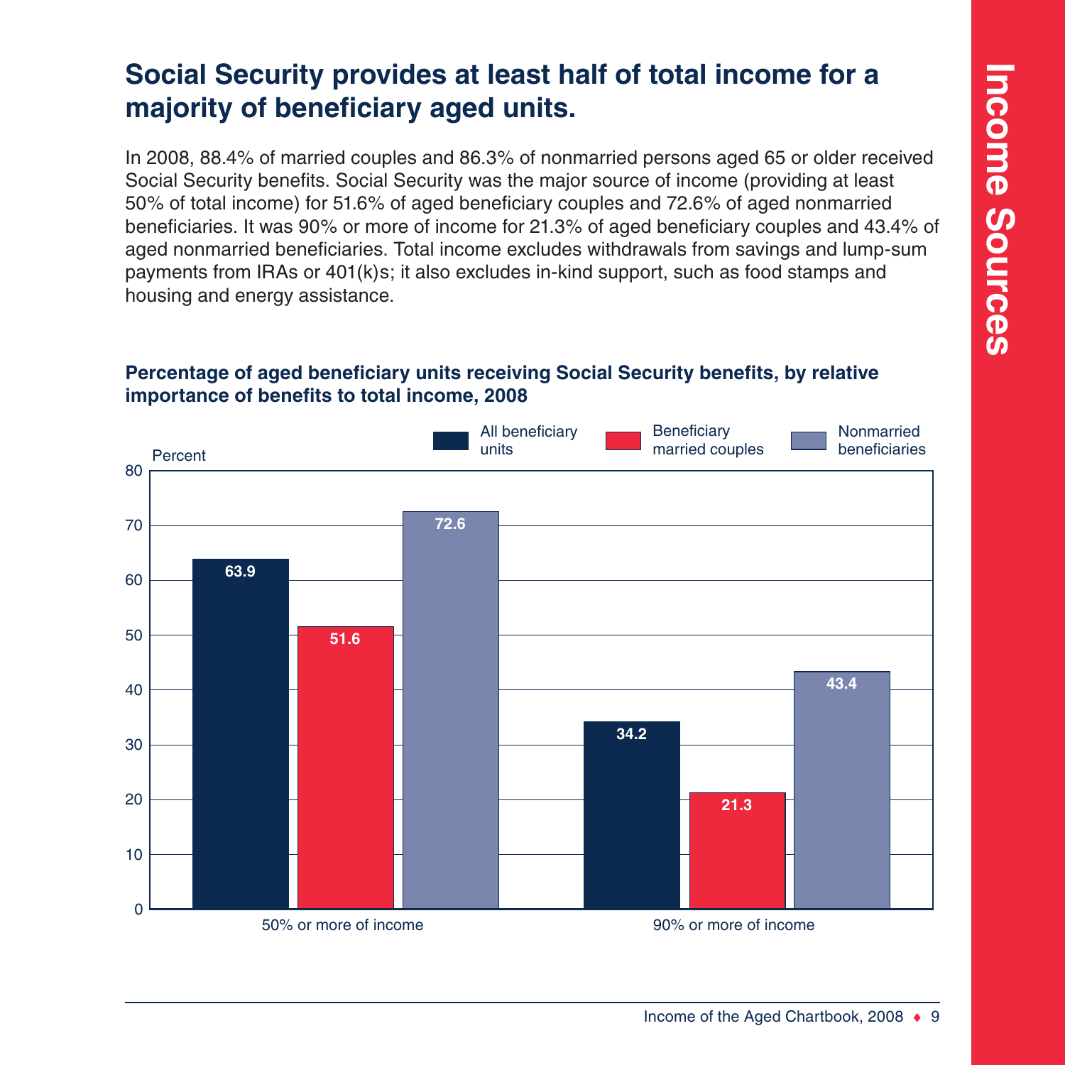# Social Security provides at least half of total income for a majority of beneficiary aged units.

In 2008, 88.4% of married couples and 86.3% of nonmarried persons aged 65 or older received Social Security benefits. Social Security was the major source of income (providing at least 50% of total income) for 51.6% of aged beneficiary couples and 72.6% of aged nonmarried beneficiaries. It was 90% or more of income for 21.3% of aged beneficiary couples and 43.4% of aged nonmarried beneficiaries. Total income excludes withdrawals from savings and lump-sum payments from IRAs or 401(k)s; it also excludes in-kind support, such as food stamps and housing and energy assistance.

**Percentage of aged beneficiary units receiving Social Security benefits, by relative importance of benefits to total income, 2008**

| Percent | All beneficiary units | Beneficiary married couples | Nonmarried beneficiaries |
|---|---|---|---|
| 50% or more of income | 63.9 | 51.6 | 72.6 |
| 90% or more of income | 34.2 | 21.3 | 43.4 |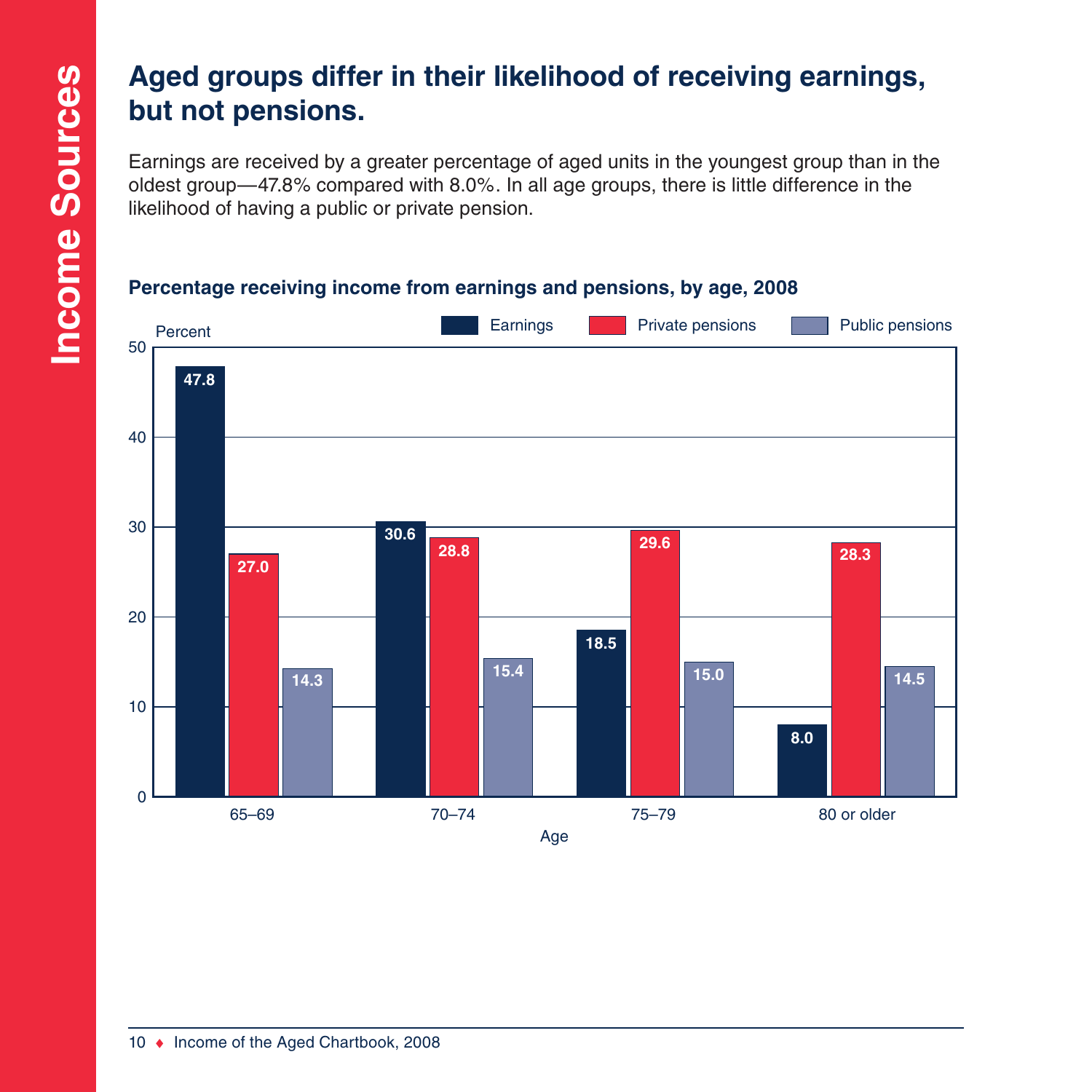# Aged groups differ in their likelihood of receiving earnings, but not pensions.

Earnings are received by a greater percentage of aged units in the youngest group than in the oldest group—47.8% compared with 8.0%. In all age groups, there is little difference in the likelihood of having a public or private pension.

### Percentage receiving income from earnings and pensions, by age, 2008

| Age | Earnings | Private pensions | Public pensions |
|---|---|---|---|
| 65–69 | 47.8 | 27.0 | 14.3 |
| 70–74 | 30.6 | 28.8 | 15.4 |
| 75–79 | 18.5 | 29.6 | 15.0 |
| 80 or older | 8.0 | 28.3 | 14.5 |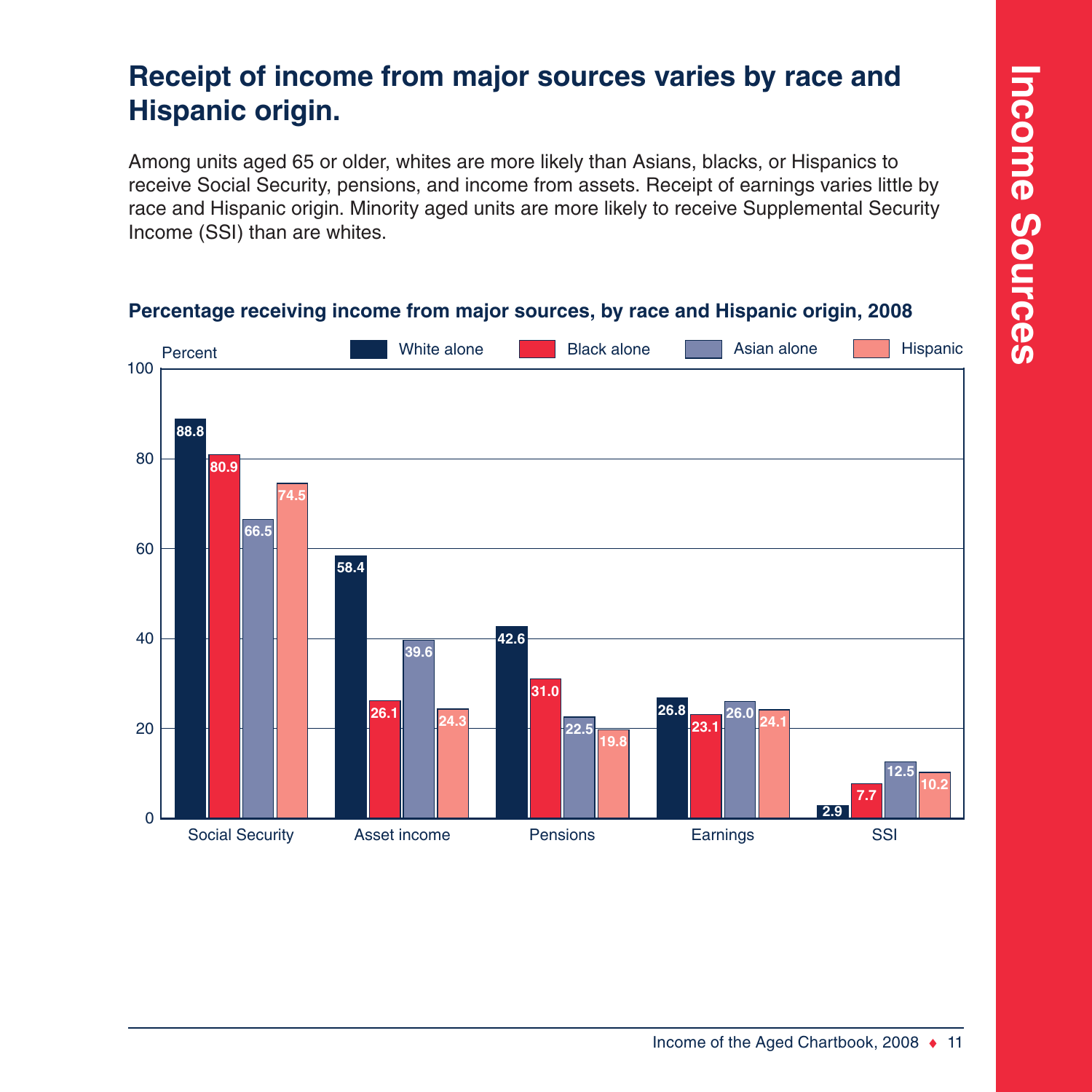# Receipt of income from major sources varies by race and Hispanic origin.

Among units aged 65 or older, whites are more likely than Asians, blacks, or Hispanics to receive Social Security, pensions, and income from assets. Receipt of earnings varies little by race and Hispanic origin. Minority aged units are more likely to receive Supplemental Security Income (SSI) than are whites.

**Percentage receiving income from major sources, by race and Hispanic origin, 2008**

| Source | White alone | Black alone | Asian alone | Hispanic |
|---|---|---|---|---|
| Social Security | 88.8 | 80.9 | 66.5 | 74.5 |
| Asset income | 58.4 | 26.1 | 39.6 | 24.3 |
| Pensions | 42.6 | 31.0 | 22.5 | 19.8 |
| Earnings | 26.8 | 23.1 | 26.0 | 24.1 |
| SSI | 2.9 | 7.7 | 12.5 | 10.2 |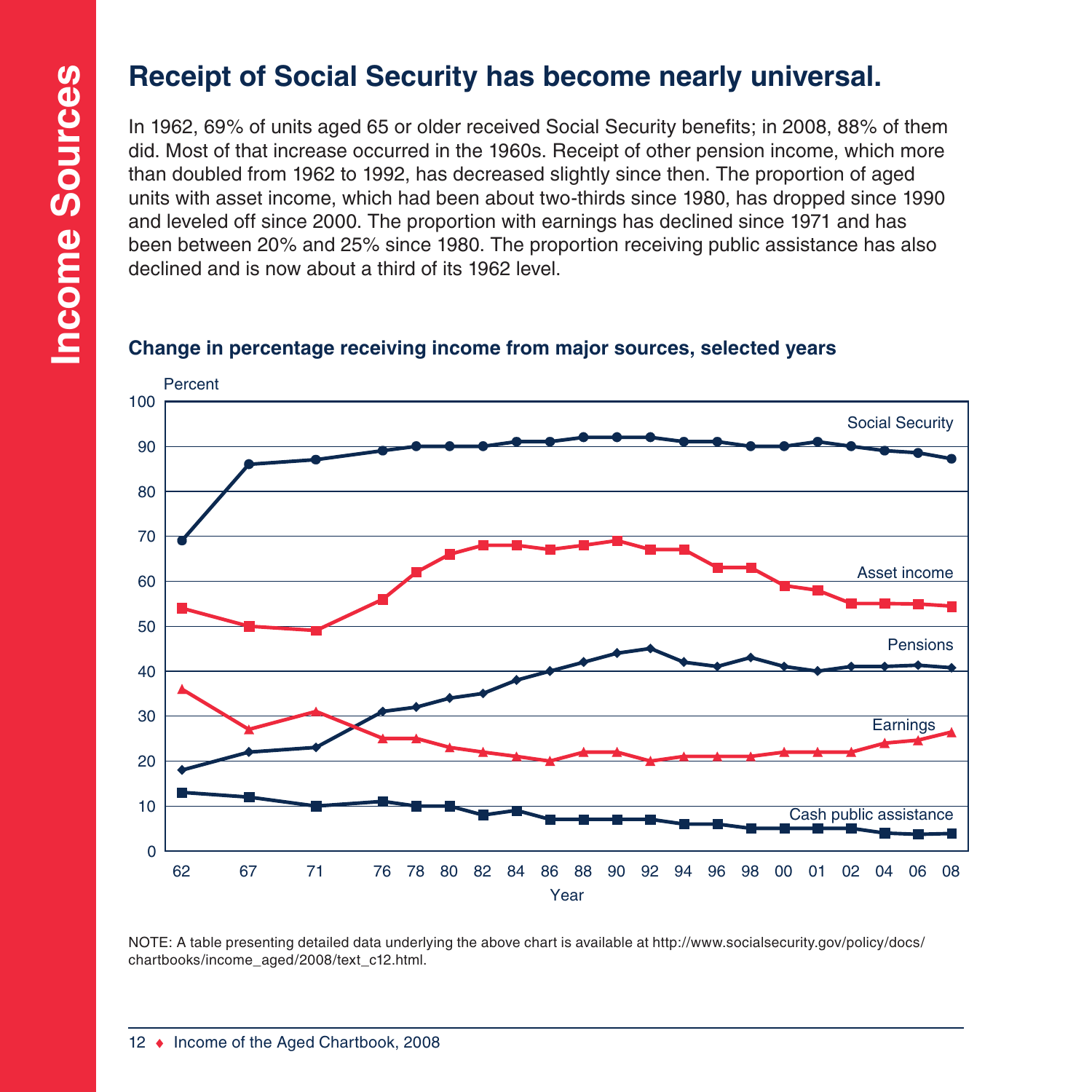# Receipt of Social Security has become nearly universal.

In 1962, 69% of units aged 65 or older received Social Security benefits; in 2008, 88% of them did. Most of that increase occurred in the 1960s. Receipt of other pension income, which more than doubled from 1962 to 1992, has decreased slightly since then. The proportion of aged units with asset income, which had been about two-thirds since 1980, has dropped since 1990 and leveled off since 2000. The proportion with earnings has declined since 1971 and has been between 20% and 25% since 1980. The proportion receiving public assistance has also declined and is now about a third of its 1962 level.

### Change in percentage receiving income from major sources, selected years

NOTE: A table presenting detailed data underlying the above chart is available at http://www.socialsecurity.gov/policy/docs/chartbooks/income_aged/2008/text_c12.html.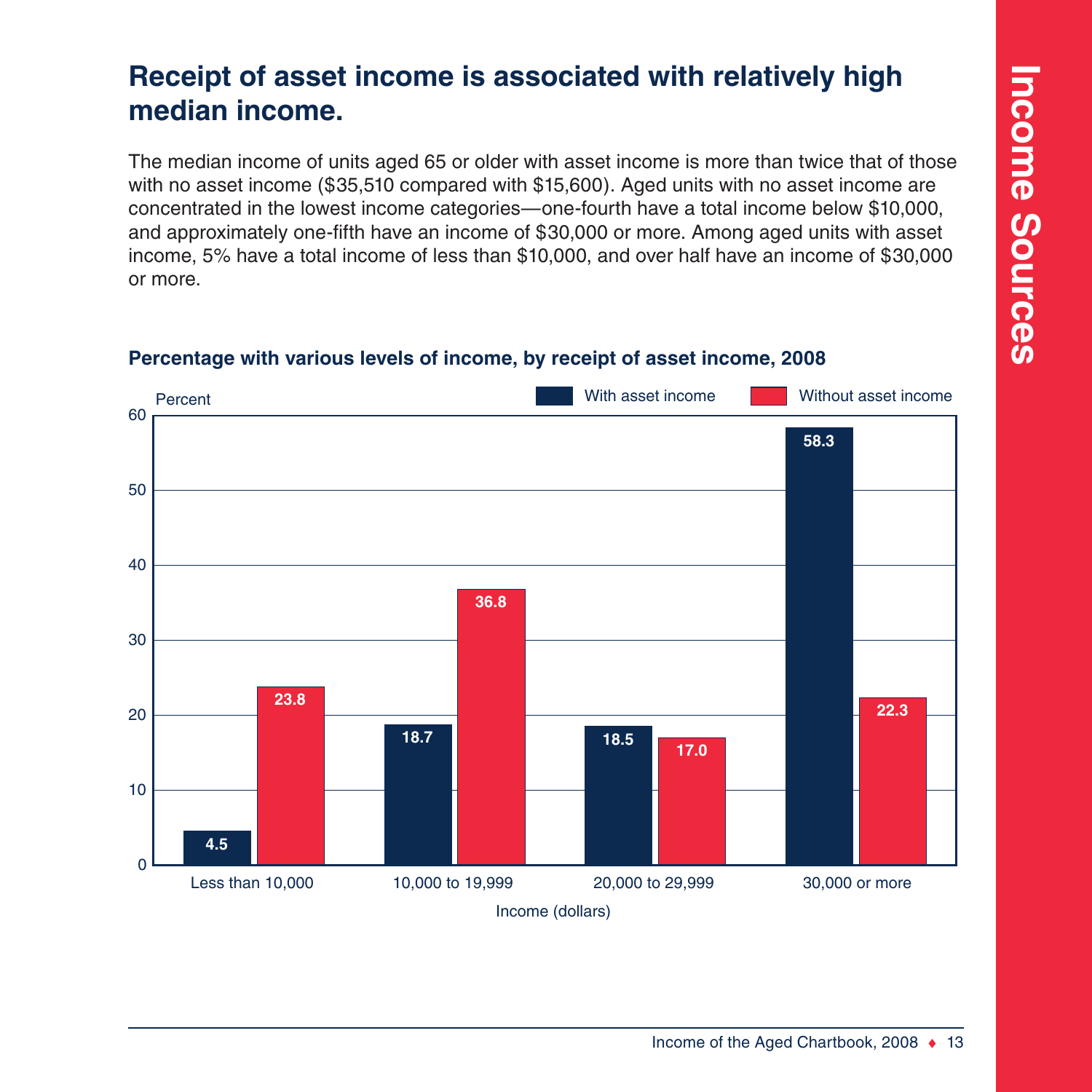## Receipt of asset income is associated with relatively high median income.

The median income of units aged 65 or older with asset income is more than twice that of those with no asset income ($35,510 compared with $15,600). Aged units with no asset income are concentrated in the lowest income categories—one-fourth have a total income below $10,000, and approximately one-fifth have an income of $30,000 or more. Among aged units with asset income, 5% have a total income of less than $10,000, and over half have an income of $30,000 or more.

### Percentage with various levels of income, by receipt of asset income, 2008

| Income (dollars) | With asset income (percent) | Without asset income (percent) |
|---|---|---|
| Less than 10,000 | 4.5 | 23.8 |
| 10,000 to 19,999 | 18.7 | 36.8 |
| 20,000 to 29,999 | 18.5 | 17.0 |
| 30,000 or more | 58.3 | 22.3 |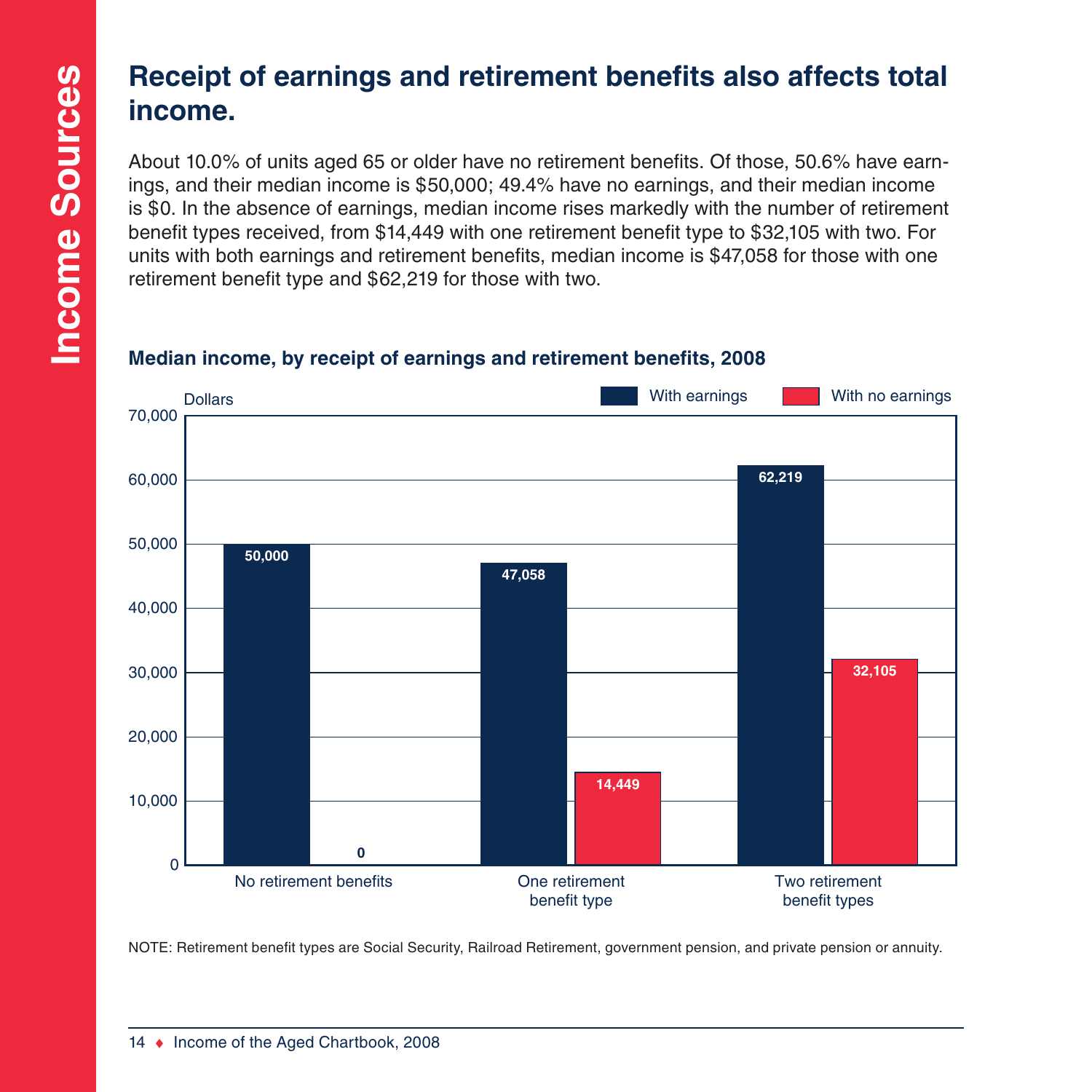# Receipt of earnings and retirement benefits also affects total income.

About 10.0% of units aged 65 or older have no retirement benefits. Of those, 50.6% have earnings, and their median income is $50,000; 49.4% have no earnings, and their median income is $0. In the absence of earnings, median income rises markedly with the number of retirement benefit types received, from $14,449 with one retirement benefit type to $32,105 with two. For units with both earnings and retirement benefits, median income is $47,058 for those with one retirement benefit type and $62,219 for those with two.

## Median income, by receipt of earnings and retirement benefits, 2008

| Dollars | With earnings | With no earnings |
|---|---|---|
| No retirement benefits | 50,000 | 0 |
| One retirement benefit type | 47,058 | 14,449 |
| Two retirement benefit types | 62,219 | 32,105 |

NOTE: Retirement benefit types are Social Security, Railroad Retirement, government pension, and private pension or annuity.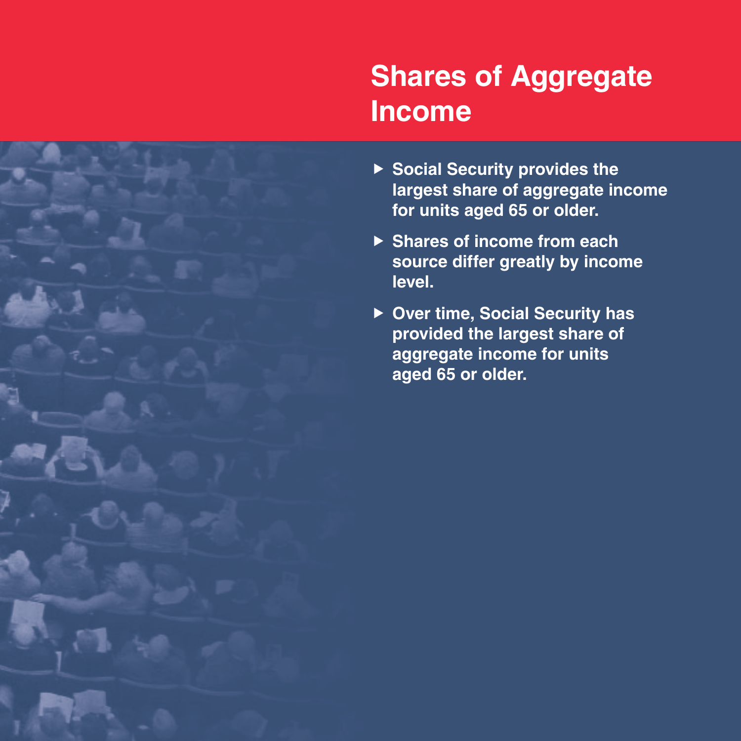# Shares of Aggregate Income

- **Social Security provides the largest share of aggregate income for units aged 65 or older.**
- **Shares of income from each source differ greatly by income level.**
- **Over time, Social Security has provided the largest share of aggregate income for units aged 65 or older.**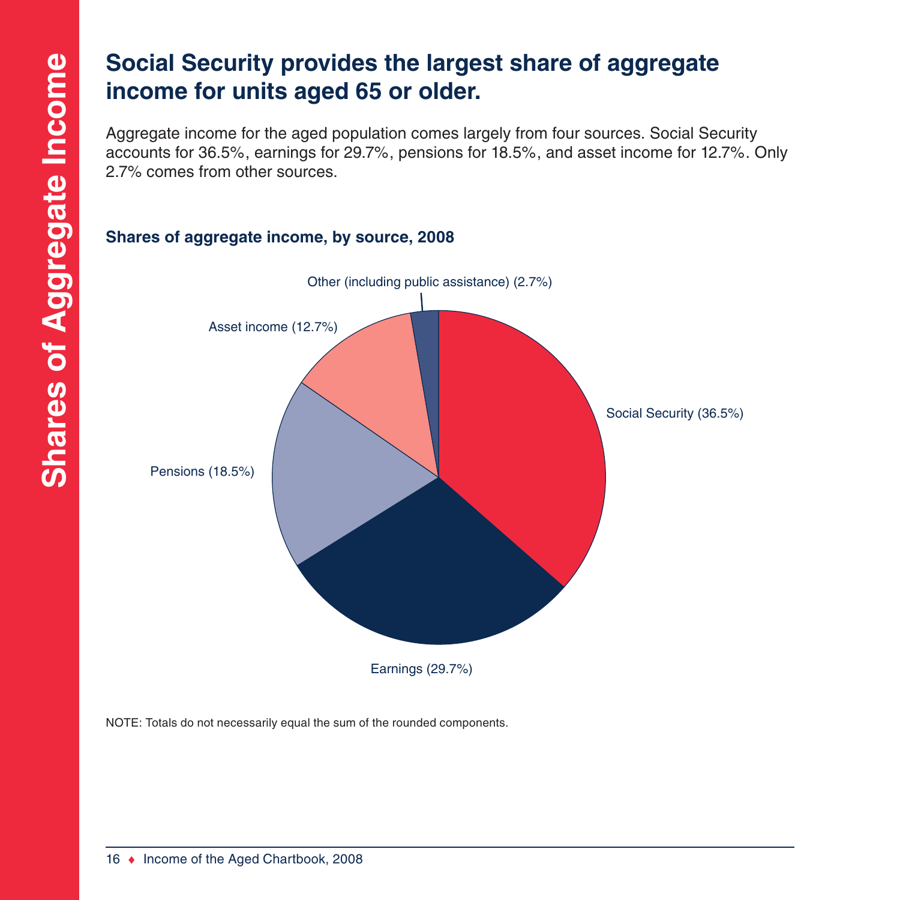## Social Security provides the largest share of aggregate income for units aged 65 or older.

Aggregate income for the aged population comes largely from four sources. Social Security accounts for 36.5%, earnings for 29.7%, pensions for 18.5%, and asset income for 12.7%. Only 2.7% comes from other sources.

### Shares of aggregate income, by source, 2008

| Source | Share |
|---|---|
| Social Security | 36.5% |
| Earnings | 29.7% |
| Pensions | 18.5% |
| Asset income | 12.7% |
| Other (including public assistance) | 2.7% |

NOTE: Totals do not necessarily equal the sum of the rounded components.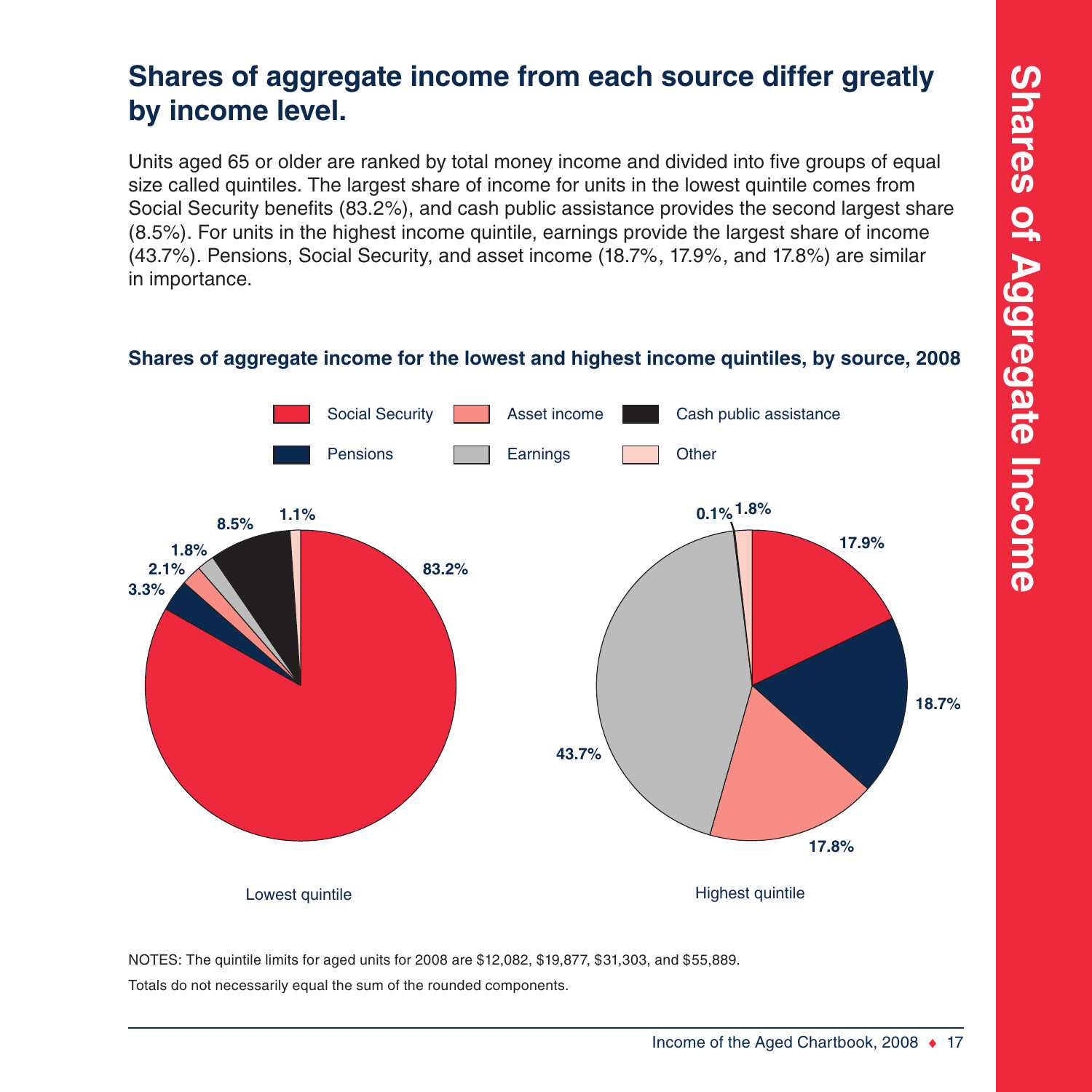# Shares of aggregate income from each source differ greatly by income level.

Units aged 65 or older are ranked by total money income and divided into five groups of equal size called quintiles. The largest share of income for units in the lowest quintile comes from Social Security benefits (83.2%), and cash public assistance provides the second largest share (8.5%). For units in the highest income quintile, earnings provide the largest share of income (43.7%). Pensions, Social Security, and asset income (18.7%, 17.9%, and 17.8%) are similar in importance.

**Shares of aggregate income for the lowest and highest income quintiles, by source, 2008**

| Source | Lowest quintile | Highest quintile |
|---|---|---|
| Social Security | 83.2% | 17.9% |
| Pensions | 3.3% | 18.7% |
| Asset income | 2.1% | 17.8% |
| Earnings | 1.8% | 43.7% |
| Cash public assistance | 8.5% | 0.1% |
| Other | 1.1% | 1.8% |

NOTES: The quintile limits for aged units for 2008 are $12,082, $19,877, $31,303, and $55,889.

Totals do not necessarily equal the sum of the rounded components.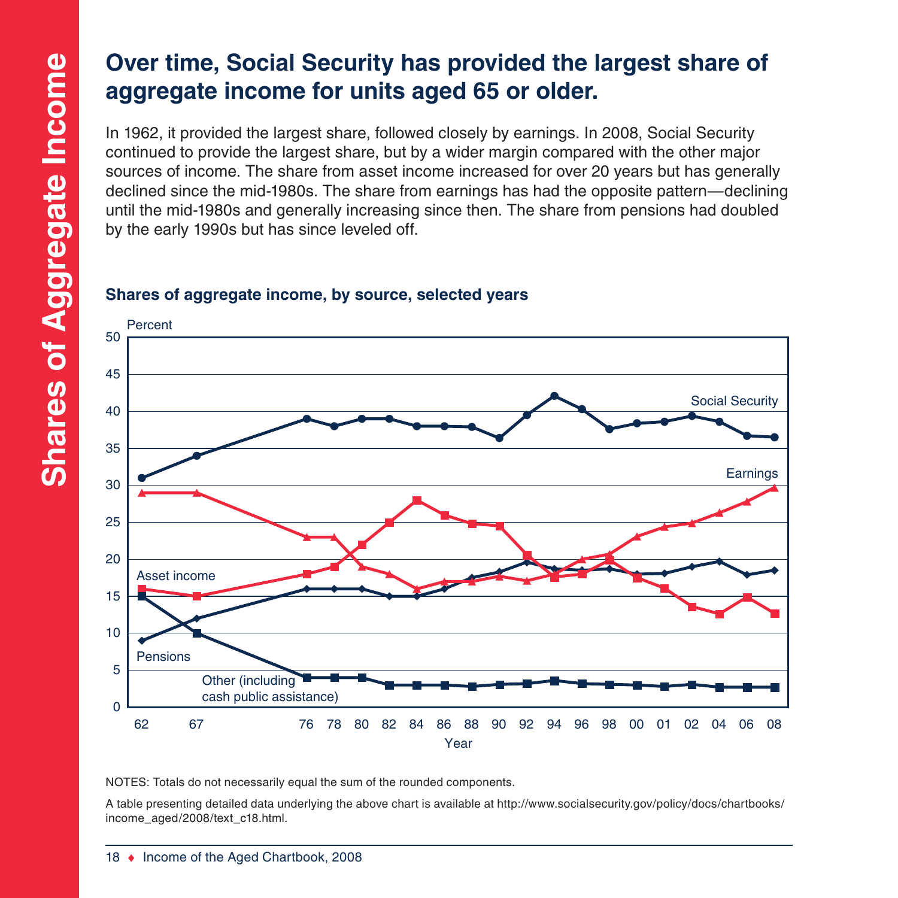# Over time, Social Security has provided the largest share of aggregate income for units aged 65 or older.

In 1962, it provided the largest share, followed closely by earnings. In 2008, Social Security continued to provide the largest share, but by a wider margin compared with the other major sources of income. The share from asset income increased for over 20 years but has generally declined since the mid-1980s. The share from earnings has had the opposite pattern—declining until the mid-1980s and generally increasing since then. The share from pensions had doubled by the early 1990s but has since leveled off.

### Shares of aggregate income, by source, selected years

NOTES: Totals do not necessarily equal the sum of the rounded components.

A table presenting detailed data underlying the above chart is available at http://www.socialsecurity.gov/policy/docs/chartbooks/income_aged/2008/text_c18.html.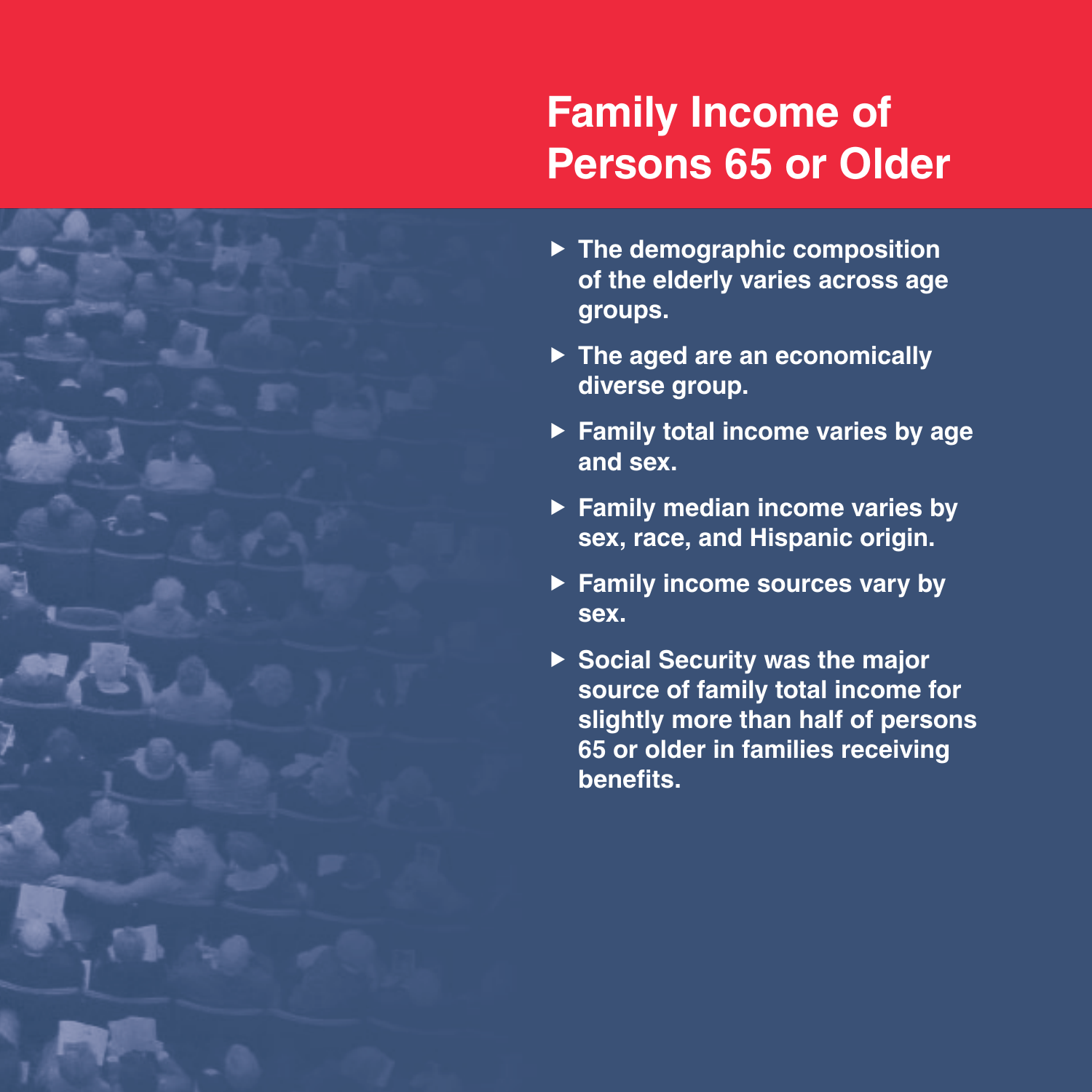# Family Income of Persons 65 or Older

- The demographic composition of the elderly varies across age groups.
- The aged are an economically diverse group.
- Family total income varies by age and sex.
- Family median income varies by sex, race, and Hispanic origin.
- Family income sources vary by sex.
- Social Security was the major source of family total income for slightly more than half of persons 65 or older in families receiving benefits.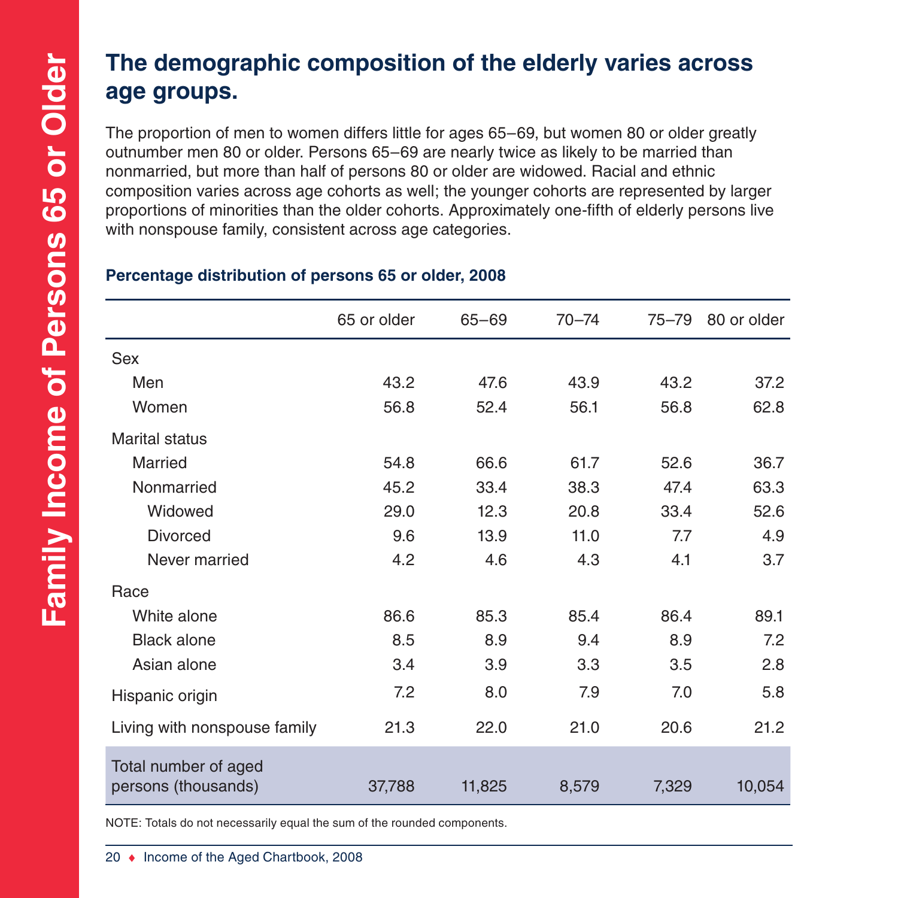# The demographic composition of the elderly varies across age groups.

The proportion of men to women differs little for ages 65–69, but women 80 or older greatly outnumber men 80 or older. Persons 65–69 are nearly twice as likely to be married than nonmarried, but more than half of persons 80 or older are widowed. Racial and ethnic composition varies across age cohorts as well; the younger cohorts are represented by larger proportions of minorities than the older cohorts. Approximately one-fifth of elderly persons live with nonspouse family, consistent across age categories.

**Percentage distribution of persons 65 or older, 2008**

| | 65 or older | 65–69 | 70–74 | 75–79 | 80 or older |
|---|---|---|---|---|---|
| Sex | | | | | |
| Men | 43.2 | 47.6 | 43.9 | 43.2 | 37.2 |
| Women | 56.8 | 52.4 | 56.1 | 56.8 | 62.8 |
| Marital status | | | | | |
| Married | 54.8 | 66.6 | 61.7 | 52.6 | 36.7 |
| Nonmarried | 45.2 | 33.4 | 38.3 | 47.4 | 63.3 |
| Widowed | 29.0 | 12.3 | 20.8 | 33.4 | 52.6 |
| Divorced | 9.6 | 13.9 | 11.0 | 7.7 | 4.9 |
| Never married | 4.2 | 4.6 | 4.3 | 4.1 | 3.7 |
| Race | | | | | |
| White alone | 86.6 | 85.3 | 85.4 | 86.4 | 89.1 |
| Black alone | 8.5 | 8.9 | 9.4 | 8.9 | 7.2 |
| Asian alone | 3.4 | 3.9 | 3.3 | 3.5 | 2.8 |
| Hispanic origin | 7.2 | 8.0 | 7.9 | 7.0 | 5.8 |
| Living with nonspouse family | 21.3 | 22.0 | 21.0 | 20.6 | 21.2 |
| Total number of aged persons (thousands) | 37,788 | 11,825 | 8,579 | 7,329 | 10,054 |

NOTE: Totals do not necessarily equal the sum of the rounded components.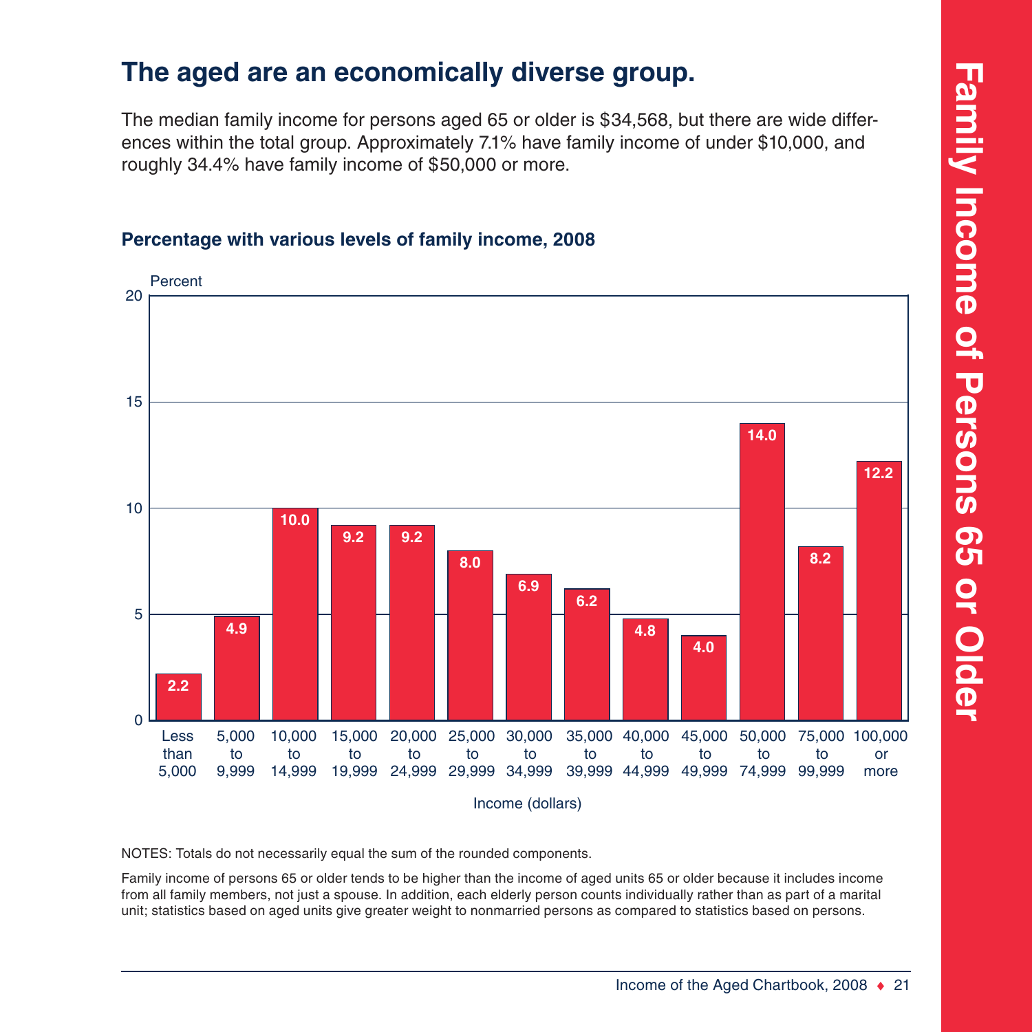# The aged are an economically diverse group.

The median family income for persons aged 65 or older is $34,568, but there are wide differences within the total group. Approximately 7.1% have family income of under $10,000, and roughly 34.4% have family income of $50,000 or more.

### Percentage with various levels of family income, 2008

| Income (dollars) | Percent |
|---|---|
| Less than 5,000 | 2.2 |
| 5,000 to 9,999 | 4.9 |
| 10,000 to 14,999 | 10.0 |
| 15,000 to 19,999 | 9.2 |
| 20,000 to 24,999 | 9.2 |
| 25,000 to 29,999 | 8.0 |
| 30,000 to 34,999 | 6.9 |
| 35,000 to 39,999 | 6.2 |
| 40,000 to 44,999 | 4.8 |
| 45,000 to 49,999 | 4.0 |
| 50,000 to 74,999 | 14.0 |
| 75,000 to 99,999 | 8.2 |
| 100,000 or more | 12.2 |

NOTES: Totals do not necessarily equal the sum of the rounded components.

Family income of persons 65 or older tends to be higher than the income of aged units 65 or older because it includes income from all family members, not just a spouse. In addition, each elderly person counts individually rather than as part of a marital unit; statistics based on aged units give greater weight to nonmarried persons as compared to statistics based on persons.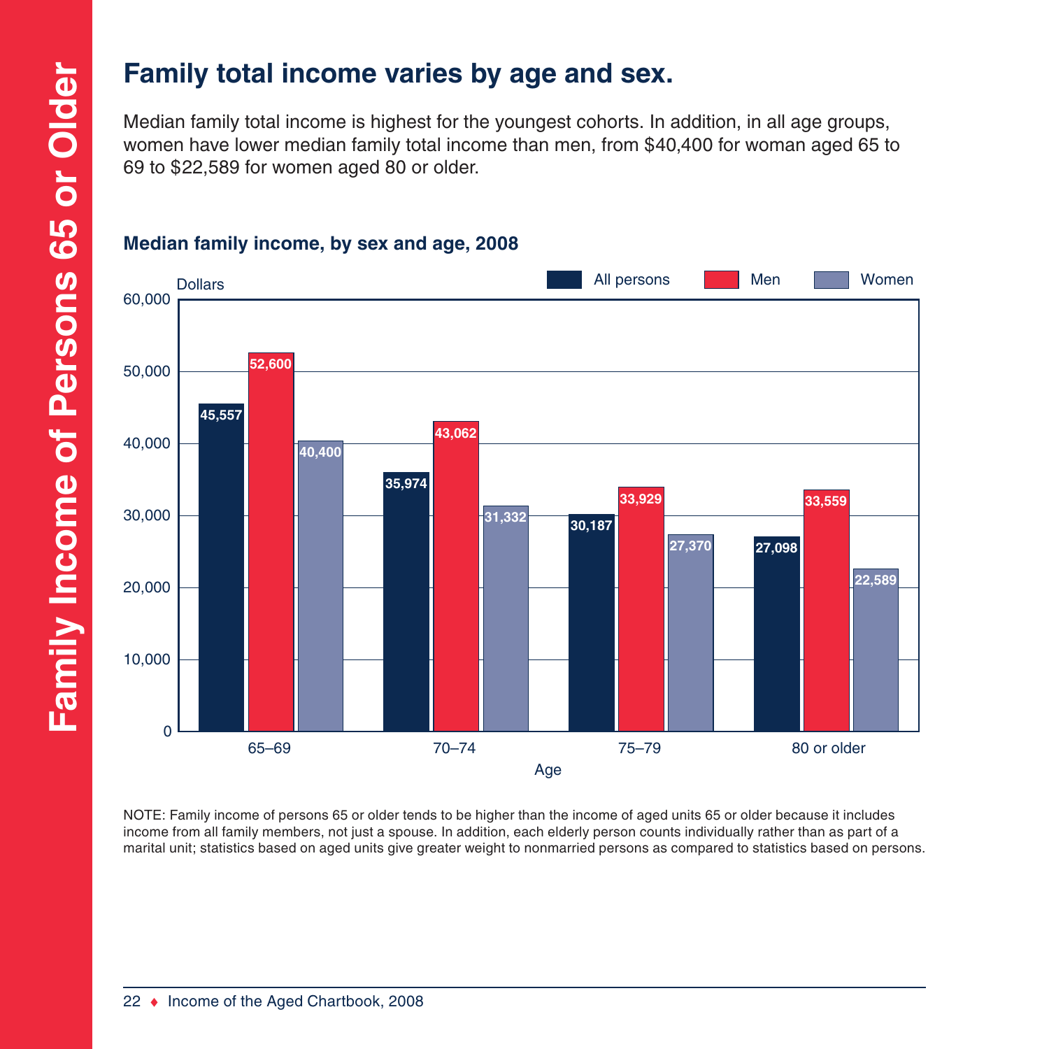# Family total income varies by age and sex.

Median family total income is highest for the youngest cohorts. In addition, in all age groups, women have lower median family total income than men, from $40,400 for woman aged 65 to 69 to $22,589 for women aged 80 or older.

**Median family income, by sex and age, 2008**

| Age | All persons | Men | Women |
|---|---|---|---|
| 65–69 | 45,557 | 52,600 | 40,400 |
| 70–74 | 35,974 | 43,062 | 31,332 |
| 75–79 | 30,187 | 33,929 | 27,370 |
| 80 or older | 27,098 | 33,559 | 22,589 |

NOTE: Family income of persons 65 or older tends to be higher than the income of aged units 65 or older because it includes income from all family members, not just a spouse. In addition, each elderly person counts individually rather than as part of a marital unit; statistics based on aged units give greater weight to nonmarried persons as compared to statistics based on persons.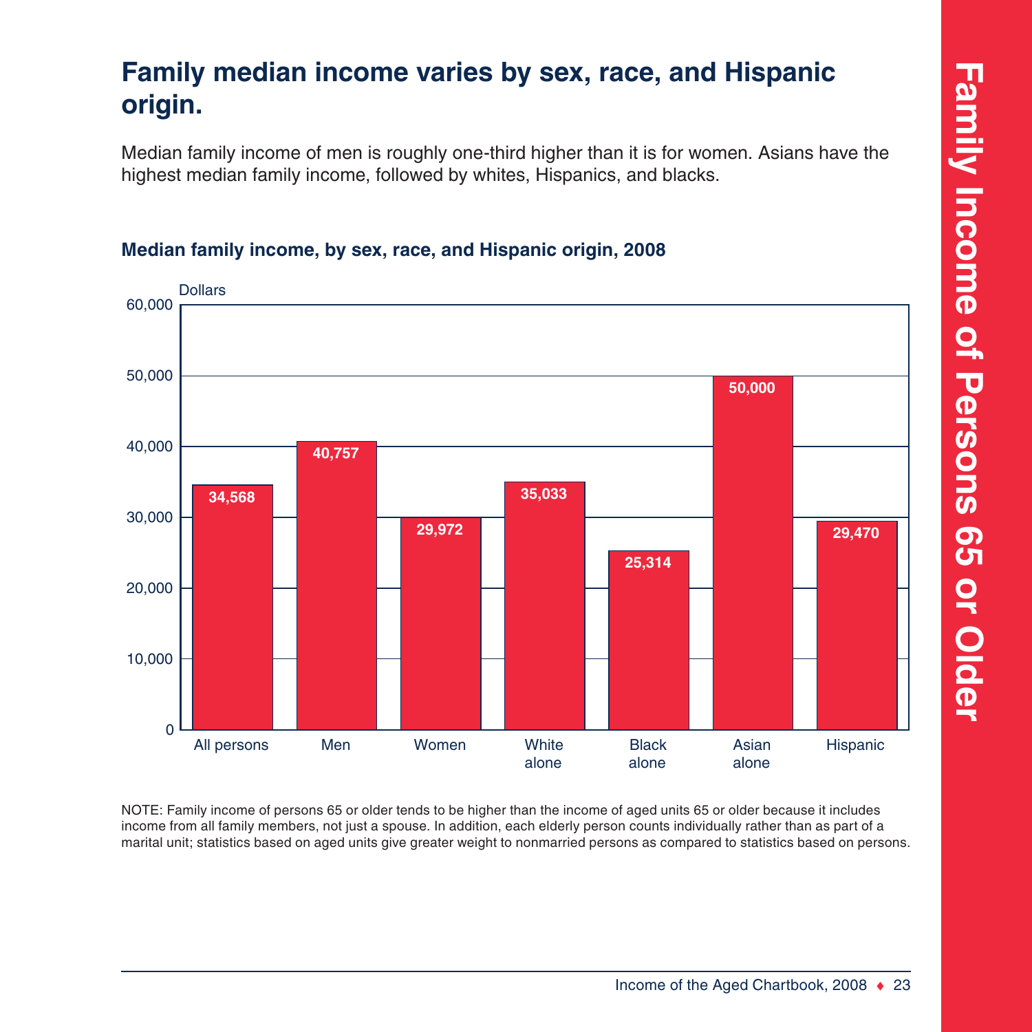# Family median income varies by sex, race, and Hispanic origin.

Median family income of men is roughly one-third higher than it is for women. Asians have the highest median family income, followed by whites, Hispanics, and blacks.

### Median family income, by sex, race, and Hispanic origin, 2008

| Group | Dollars |
|---|---|
| All persons | 34,568 |
| Men | 40,757 |
| Women | 29,972 |
| White alone | 35,033 |
| Black alone | 25,314 |
| Asian alone | 50,000 |
| Hispanic | 29,470 |

NOTE: Family income of persons 65 or older tends to be higher than the income of aged units 65 or older because it includes income from all family members, not just a spouse. In addition, each elderly person counts individually rather than as part of a marital unit; statistics based on aged units give greater weight to nonmarried persons as compared to statistics based on persons.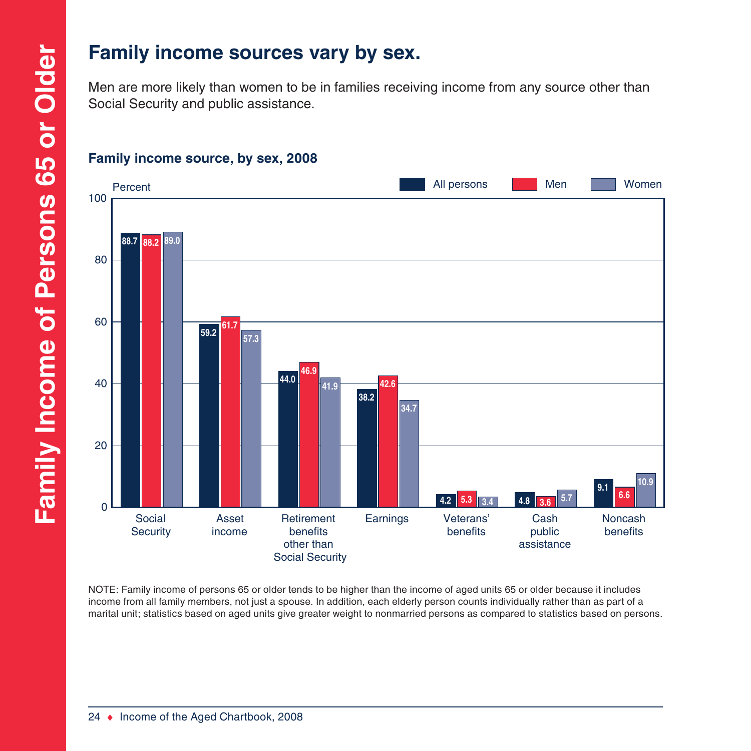# Family income sources vary by sex.

Men are more likely than women to be in families receiving income from any source other than Social Security and public assistance.

## Family income source, by sex, 2008

Percent

| Source | All persons | Men | Women |
|---|---|---|---|
| Social Security | 88.7 | 88.2 | 89.0 |
| Asset income | 59.2 | 61.7 | 57.3 |
| Retirement benefits other than Social Security | 44.0 | 46.9 | 41.9 |
| Earnings | 38.2 | 42.6 | 34.7 |
| Veterans' benefits | 4.2 | 5.3 | 3.4 |
| Cash public assistance | 4.8 | 3.6 | 5.7 |
| Noncash benefits | 9.1 | 6.6 | 10.9 |

NOTE: Family income of persons 65 or older tends to be higher than the income of aged units 65 or older because it includes income from all family members, not just a spouse. In addition, each elderly person counts individually rather than as part of a marital unit; statistics based on aged units give greater weight to nonmarried persons as compared to statistics based on persons.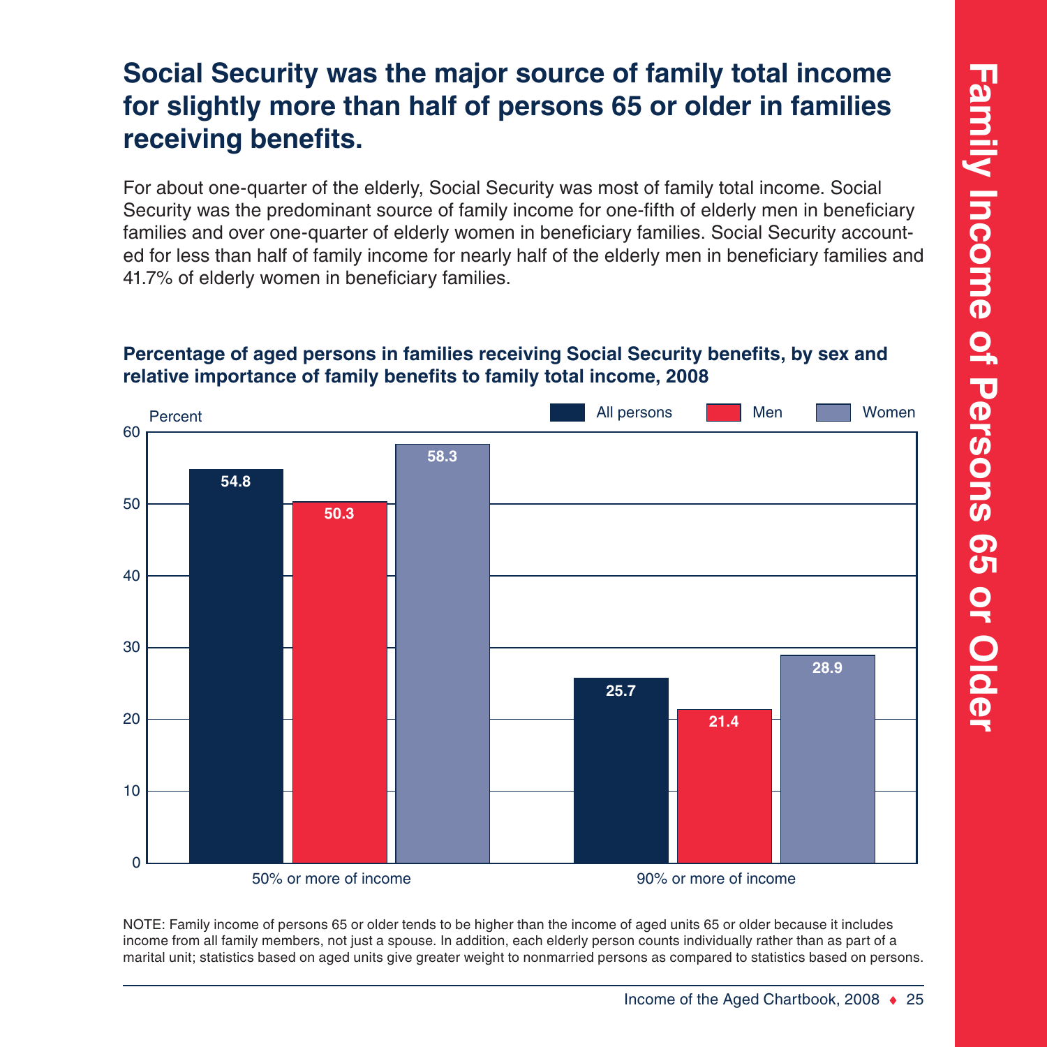## Social Security was the major source of family total income for slightly more than half of persons 65 or older in families receiving benefits.

For about one-quarter of the elderly, Social Security was most of family total income. Social Security was the predominant source of family income for one-fifth of elderly men in beneficiary families and over one-quarter of elderly women in beneficiary families. Social Security accounted for less than half of family income for nearly half of the elderly men in beneficiary families and 41.7% of elderly women in beneficiary families.

**Percentage of aged persons in families receiving Social Security benefits, by sex and relative importance of family benefits to family total income, 2008**

| | All persons | Men | Women |
|---|---|---|---|
| 50% or more of income | 54.8 | 50.3 | 58.3 |
| 90% or more of income | 25.7 | 21.4 | 28.9 |

NOTE: Family income of persons 65 or older tends to be higher than the income of aged units 65 or older because it includes income from all family members, not just a spouse. In addition, each elderly person counts individually rather than as part of a marital unit; statistics based on aged units give greater weight to nonmarried persons as compared to statistics based on persons.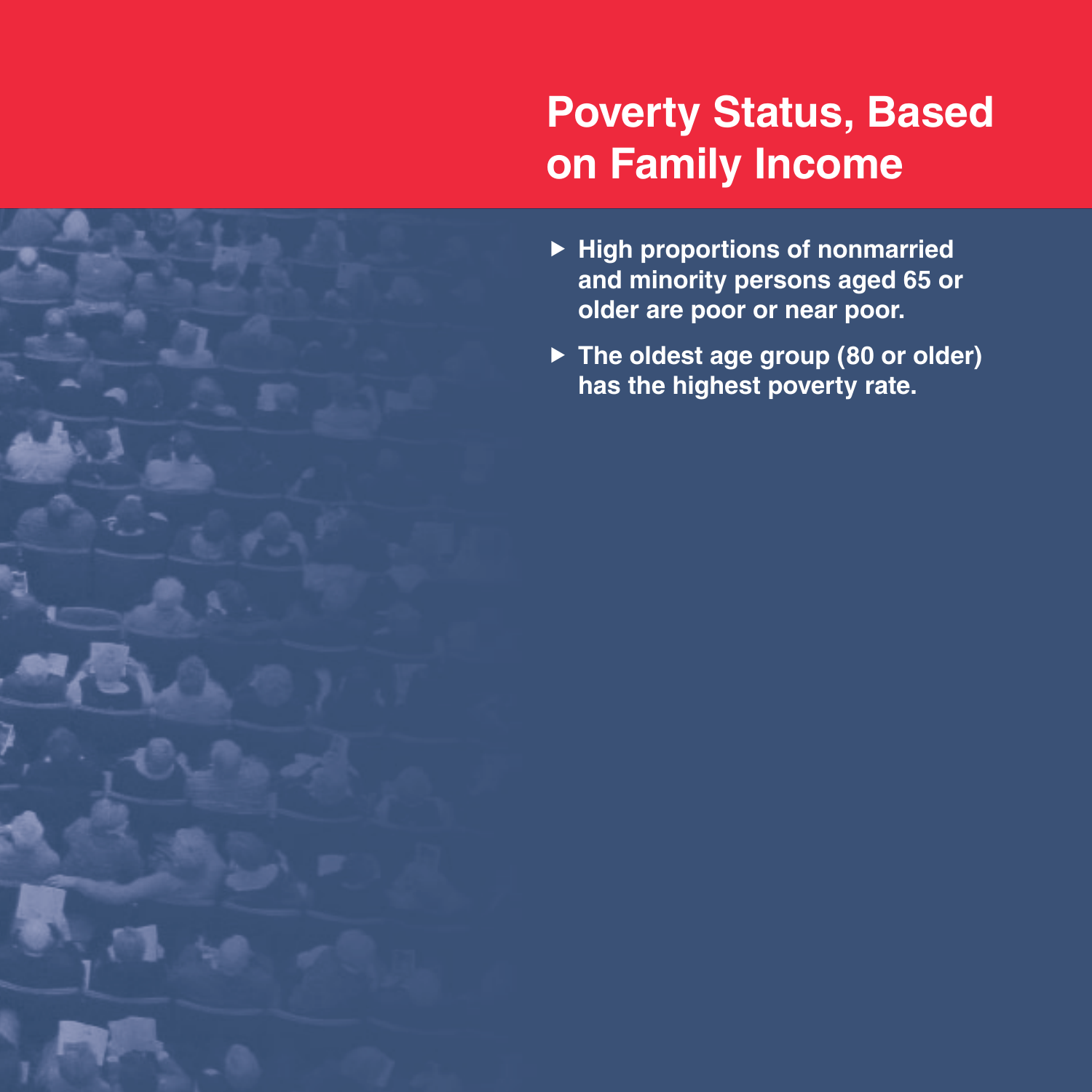# Poverty Status, Based on Family Income

- High proportions of nonmarried and minority persons aged 65 or older are poor or near poor.
- The oldest age group (80 or older) has the highest poverty rate.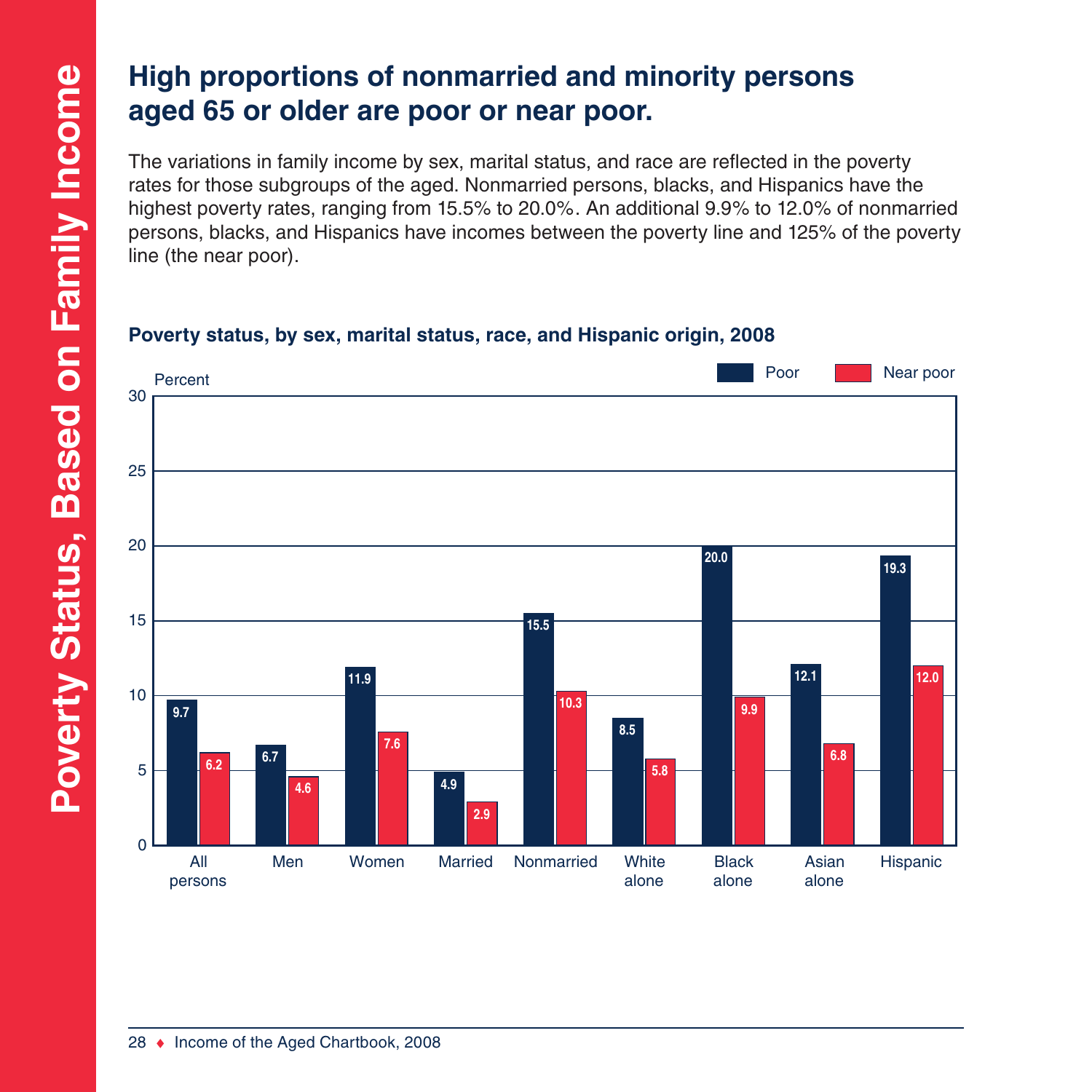# High proportions of nonmarried and minority persons aged 65 or older are poor or near poor.

The variations in family income by sex, marital status, and race are reflected in the poverty rates for those subgroups of the aged. Nonmarried persons, blacks, and Hispanics have the highest poverty rates, ranging from 15.5% to 20.0%. An additional 9.9% to 12.0% of nonmarried persons, blacks, and Hispanics have incomes between the poverty line and 125% of the poverty line (the near poor).

### Poverty status, by sex, marital status, race, and Hispanic origin, 2008

| Group | Poor (Percent) | Near poor (Percent) |
|---|---|---|
| All persons | 9.7 | 6.2 |
| Men | 6.7 | 4.6 |
| Women | 11.9 | 7.6 |
| Married | 4.9 | 2.9 |
| Nonmarried | 15.5 | 10.3 |
| White alone | 8.5 | 5.8 |
| Black alone | 20.0 | 9.9 |
| Asian alone | 12.1 | 6.8 |
| Hispanic | 19.3 | 12.0 |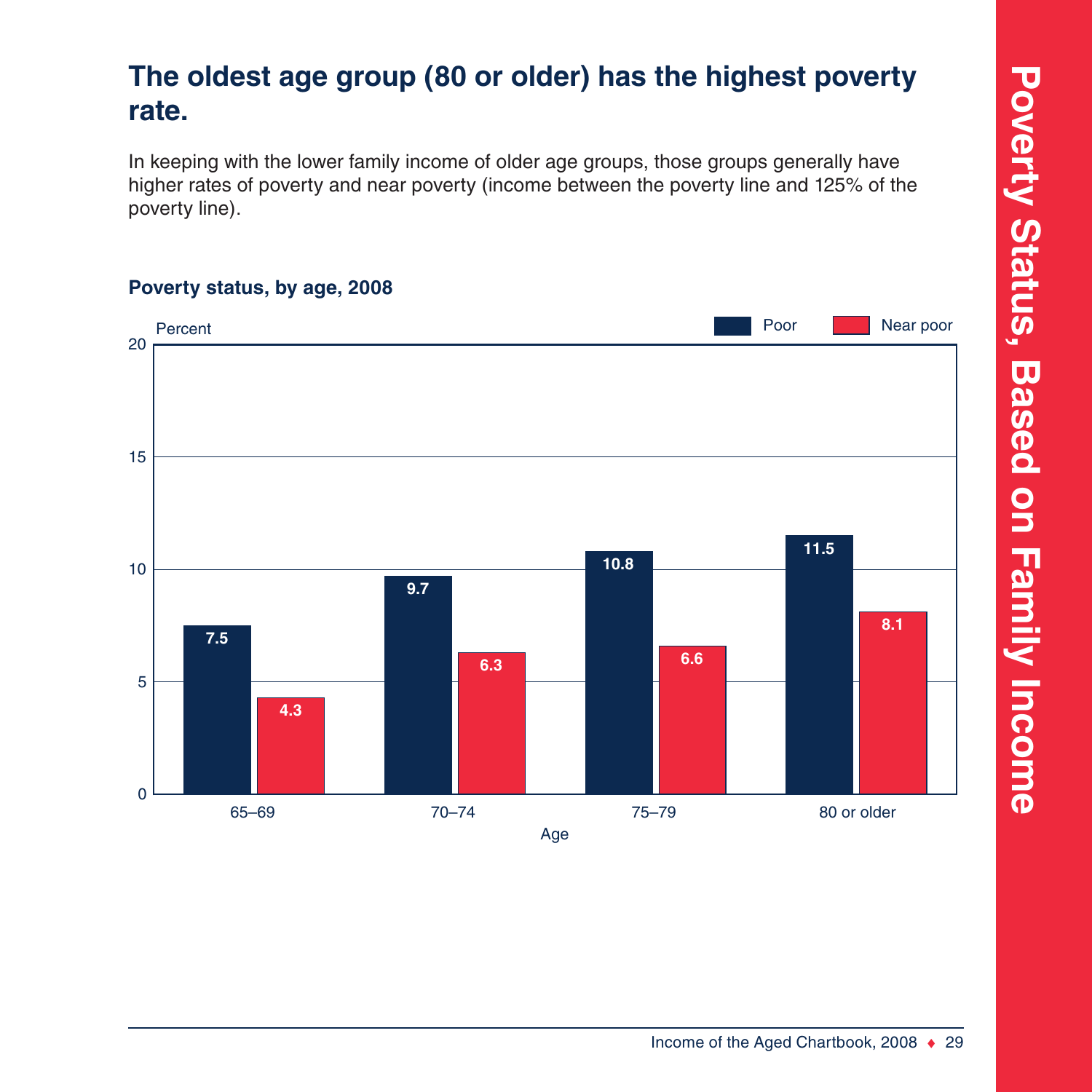# The oldest age group (80 or older) has the highest poverty rate.

In keeping with the lower family income of older age groups, those groups generally have higher rates of poverty and near poverty (income between the poverty line and 125% of the poverty line).

**Poverty status, by age, 2008**

Percent

Poor

Near poor

20

15

10

5

0

7.5

4.3

9.7

6.3

10.8

6.6

11.5

8.1

65–69

70–74

75–79

80 or older

Age